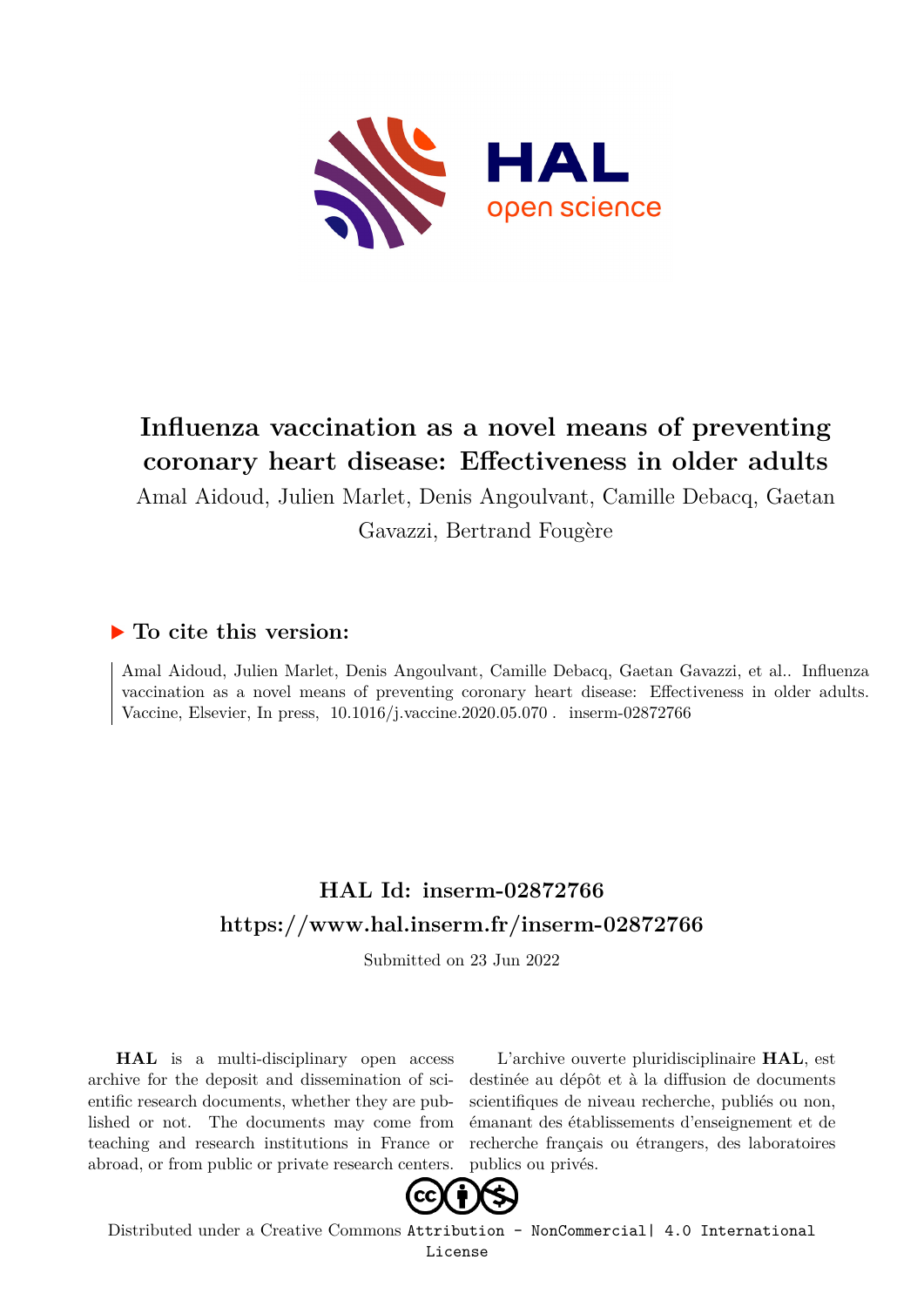# Influenza vaccination as a novel means of preventing coronary heart disease: Effectiveness in older adults

Amal Aidoud, Julien Marlet, Denis Angoulvant, Camille Debacq, Gaetan Gavazzi, Bertrand Fougère

## ▶ To cite this version:

Amal Aidoud, Julien Marlet, Denis Angoulvant, Camille Debacq, Gaetan Gavazzi, et al.. Influenza vaccination as a novel means of preventing coronary heart disease: Effectiveness in older adults. Vaccine, Elsevier, In press, 10.1016/j.vaccine.2020.05.070 . inserm-02872766

## HAL Id: inserm-02872766
## https://www.hal.inserm.fr/inserm-02872766

Submitted on 23 Jun 2022

**HAL** is a multi-disciplinary open access archive for the deposit and dissemination of scientific research documents, whether they are published or not. The documents may come from teaching and research institutions in France or abroad, or from public or private research centers.

L'archive ouverte pluridisciplinaire **HAL**, est destinée au dépôt et à la diffusion de documents scientifiques de niveau recherche, publiés ou non, émanant des établissements d'enseignement et de recherche français ou étrangers, des laboratoires publics ou privés.

Distributed under a Creative Commons Attribution - NonCommercial| 4.0 International License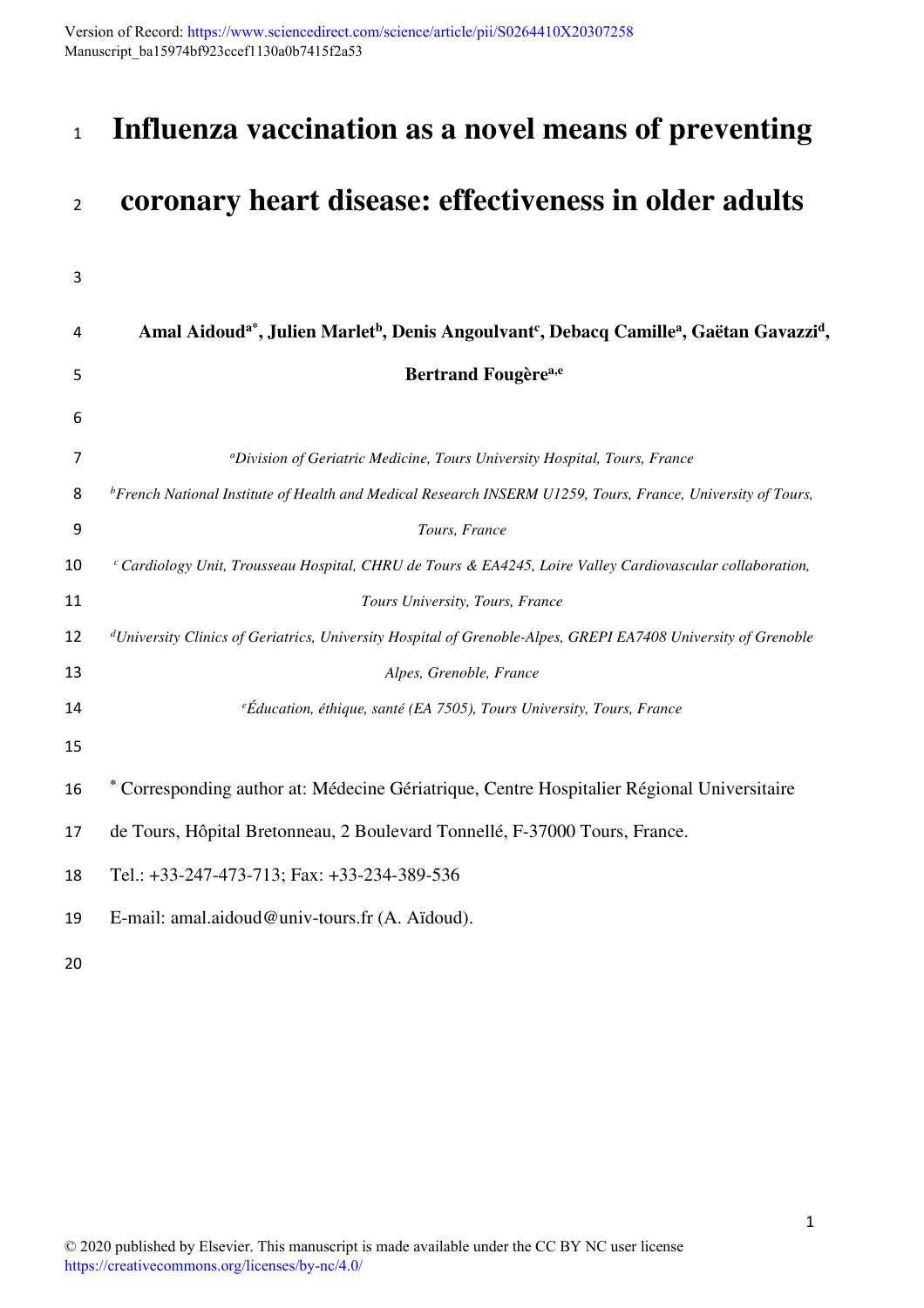# Influenza vaccination as a novel means of preventing coronary heart disease: effectiveness in older adults

**Amal Aidoud[a*], Julien Marlet[b], Denis Angoulvant[c], Debacq Camille[a], Gaëtan Gavazzi[d], Bertrand Fougère[a,e]**

[a]*Division of Geriatric Medicine, Tours University Hospital, Tours, France*

[b]*French National Institute of Health and Medical Research INSERM U1259, Tours, France, University of Tours, Tours, France*

[c] *Cardiology Unit, Trousseau Hospital, CHRU de Tours & EA4245, Loire Valley Cardiovascular collaboration, Tours University, Tours, France*

[d]*University Clinics of Geriatrics, University Hospital of Grenoble-Alpes, GREPI EA7408 University of Grenoble Alpes, Grenoble, France*

[e]*Éducation, éthique, santé (EA 7505), Tours University, Tours, France*

[*] Corresponding author at: Médecine Gériatrique, Centre Hospitalier Régional Universitaire de Tours, Hôpital Bretonneau, 2 Boulevard Tonnellé, F-37000 Tours, France.

Tel.: +33-247-473-713; Fax: +33-234-389-536

E-mail: amal.aidoud@univ-tours.fr (A. Aïdoud).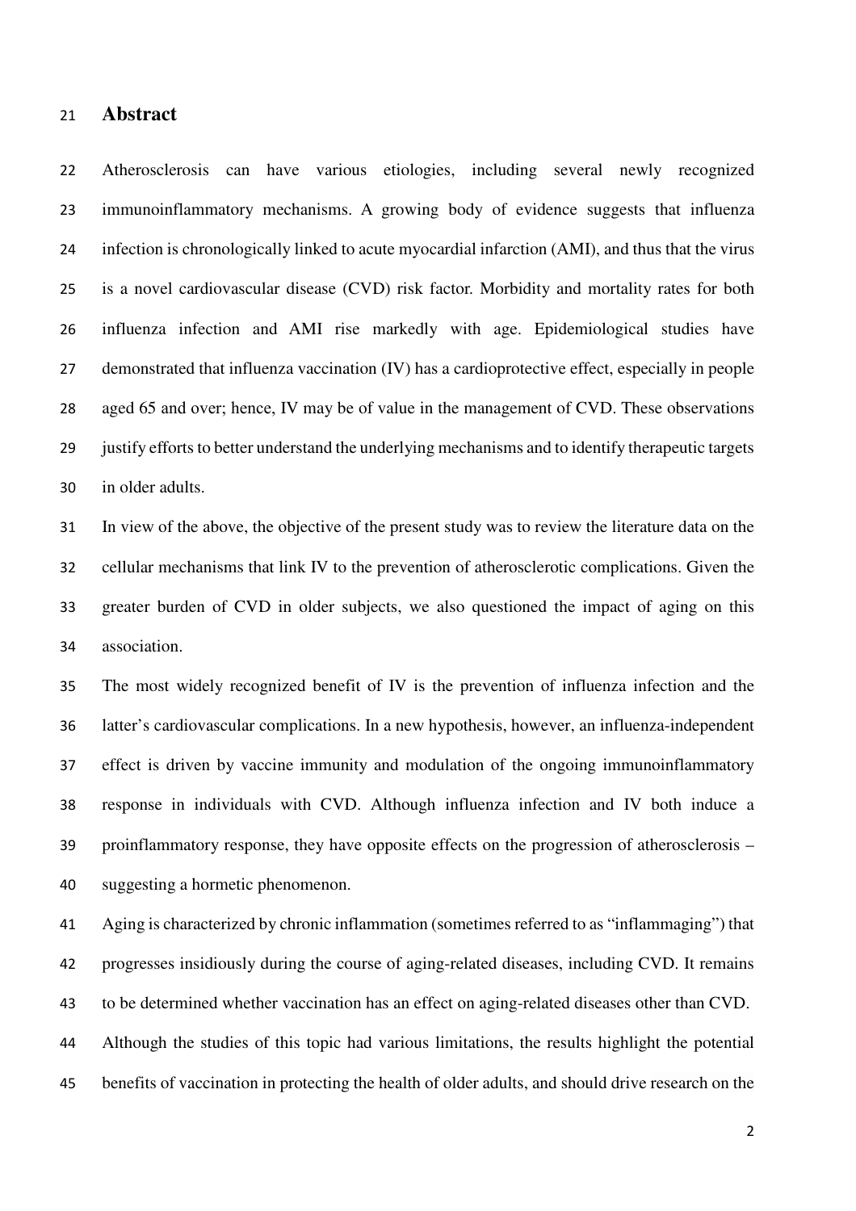## Abstract

Atherosclerosis can have various etiologies, including several newly recognized immunoinflammatory mechanisms. A growing body of evidence suggests that influenza infection is chronologically linked to acute myocardial infarction (AMI), and thus that the virus is a novel cardiovascular disease (CVD) risk factor. Morbidity and mortality rates for both influenza infection and AMI rise markedly with age. Epidemiological studies have demonstrated that influenza vaccination (IV) has a cardioprotective effect, especially in people aged 65 and over; hence, IV may be of value in the management of CVD. These observations justify efforts to better understand the underlying mechanisms and to identify therapeutic targets in older adults.

In view of the above, the objective of the present study was to review the literature data on the cellular mechanisms that link IV to the prevention of atherosclerotic complications. Given the greater burden of CVD in older subjects, we also questioned the impact of aging on this association.

The most widely recognized benefit of IV is the prevention of influenza infection and the latter's cardiovascular complications. In a new hypothesis, however, an influenza-independent effect is driven by vaccine immunity and modulation of the ongoing immunoinflammatory response in individuals with CVD. Although influenza infection and IV both induce a proinflammatory response, they have opposite effects on the progression of atherosclerosis – suggesting a hormetic phenomenon.

Aging is characterized by chronic inflammation (sometimes referred to as "inflammaging") that progresses insidiously during the course of aging-related diseases, including CVD. It remains to be determined whether vaccination has an effect on aging-related diseases other than CVD. Although the studies of this topic had various limitations, the results highlight the potential benefits of vaccination in protecting the health of older adults, and should drive research on the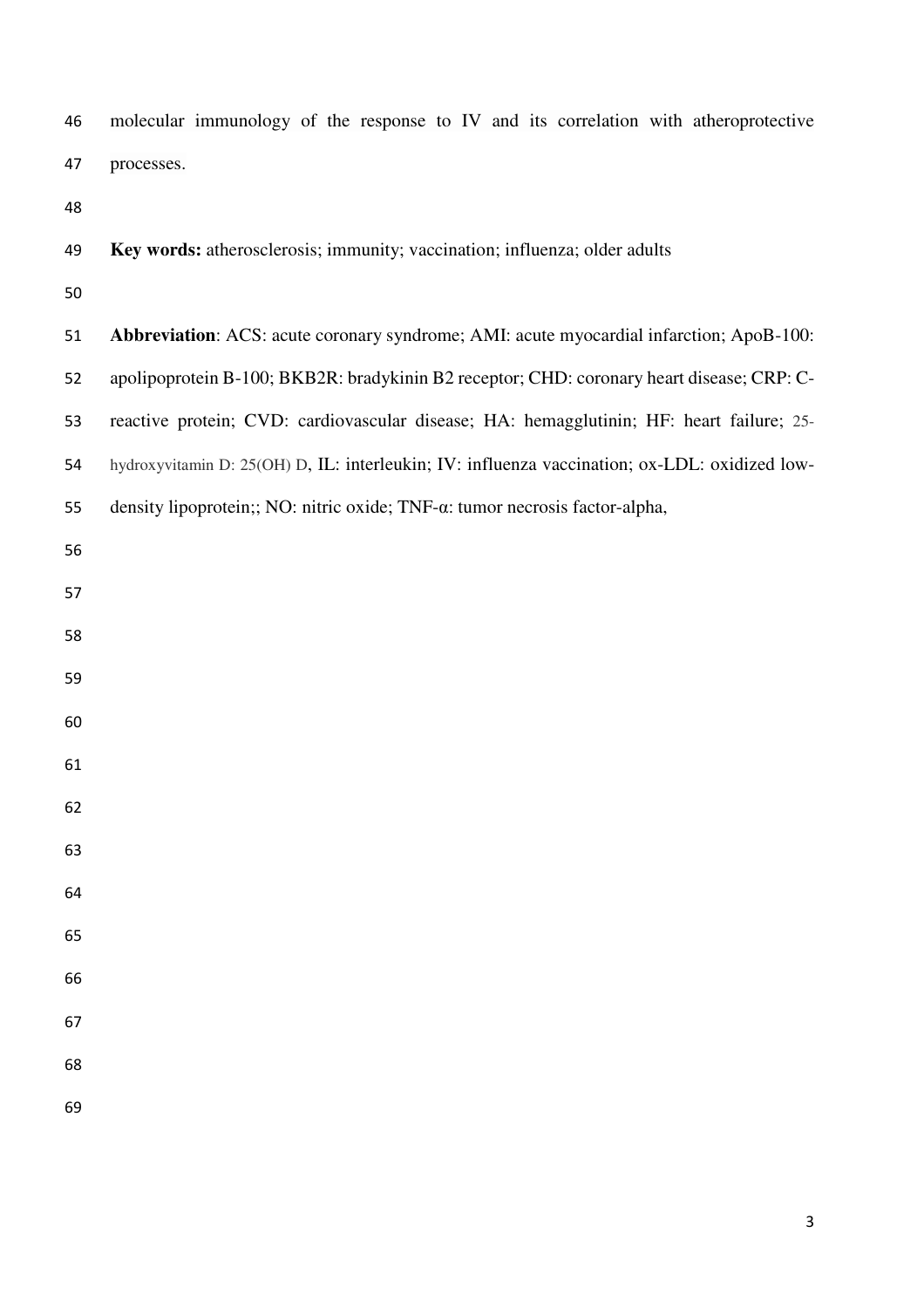molecular immunology of the response to IV and its correlation with atheroprotective processes.

**Key words:** atherosclerosis; immunity; vaccination; influenza; older adults

**Abbreviation**: ACS: acute coronary syndrome; AMI: acute myocardial infarction; ApoB-100: apolipoprotein B-100; BKB2R: bradykinin B2 receptor; CHD: coronary heart disease; CRP: C-reactive protein; CVD: cardiovascular disease; HA: hemagglutinin; HF: heart failure; 25-hydroxyvitamin D: 25(OH) D, IL: interleukin; IV: influenza vaccination; ox-LDL: oxidized low-density lipoprotein;; NO: nitric oxide; TNF-α: tumor necrosis factor-alpha,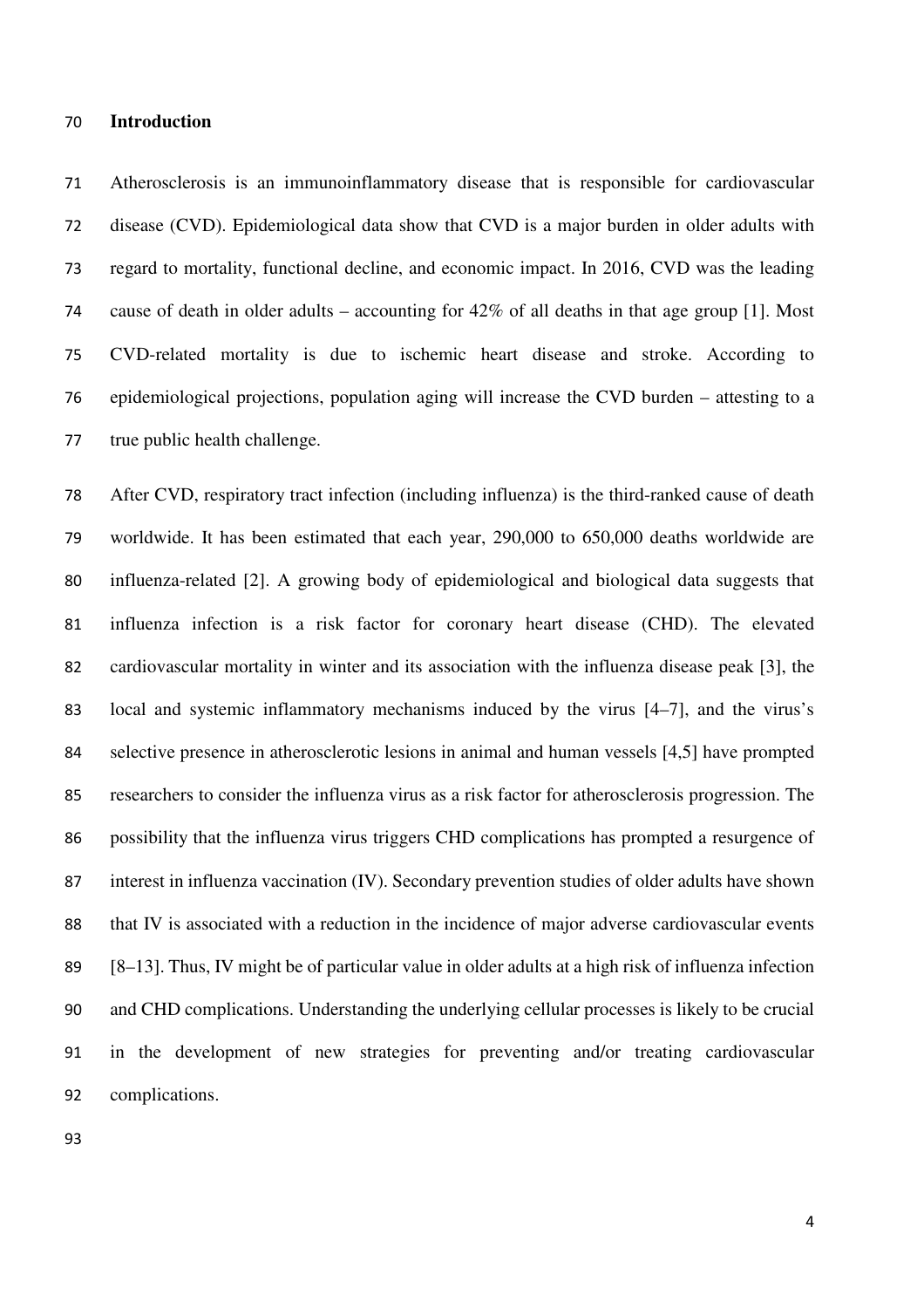# Introduction

Atherosclerosis is an immunoinflammatory disease that is responsible for cardiovascular disease (CVD). Epidemiological data show that CVD is a major burden in older adults with regard to mortality, functional decline, and economic impact. In 2016, CVD was the leading cause of death in older adults – accounting for 42% of all deaths in that age group [1]. Most CVD-related mortality is due to ischemic heart disease and stroke. According to epidemiological projections, population aging will increase the CVD burden – attesting to a true public health challenge.

After CVD, respiratory tract infection (including influenza) is the third-ranked cause of death worldwide. It has been estimated that each year, 290,000 to 650,000 deaths worldwide are influenza-related [2]. A growing body of epidemiological and biological data suggests that influenza infection is a risk factor for coronary heart disease (CHD). The elevated cardiovascular mortality in winter and its association with the influenza disease peak [3], the local and systemic inflammatory mechanisms induced by the virus [4–7], and the virus's selective presence in atherosclerotic lesions in animal and human vessels [4,5] have prompted researchers to consider the influenza virus as a risk factor for atherosclerosis progression. The possibility that the influenza virus triggers CHD complications has prompted a resurgence of interest in influenza vaccination (IV). Secondary prevention studies of older adults have shown that IV is associated with a reduction in the incidence of major adverse cardiovascular events [8–13]. Thus, IV might be of particular value in older adults at a high risk of influenza infection and CHD complications. Understanding the underlying cellular processes is likely to be crucial in the development of new strategies for preventing and/or treating cardiovascular complications.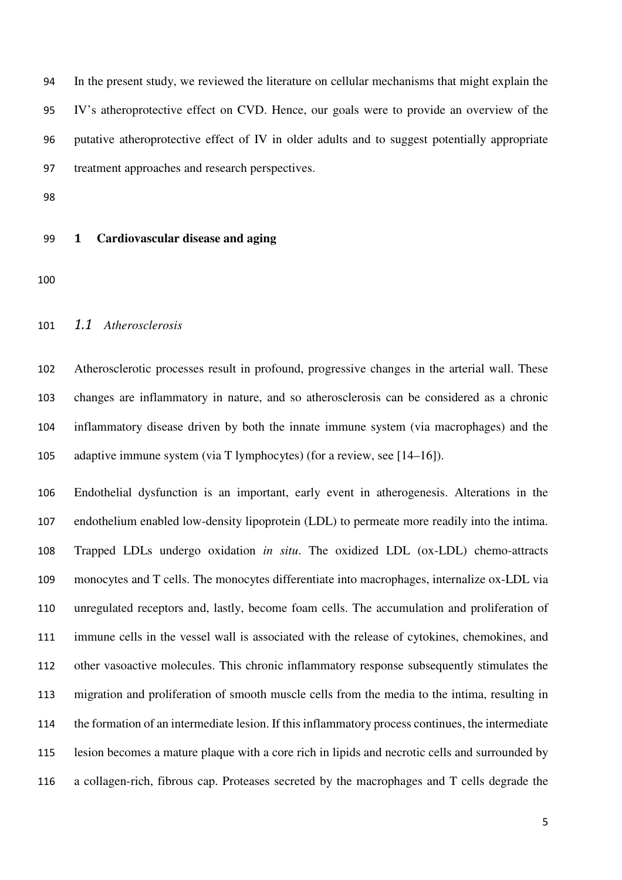In the present study, we reviewed the literature on cellular mechanisms that might explain the IV's atheroprotective effect on CVD. Hence, our goals were to provide an overview of the putative atheroprotective effect of IV in older adults and to suggest potentially appropriate treatment approaches and research perspectives.

# 1 Cardiovascular disease and aging

## *1.1 Atherosclerosis*

Atherosclerotic processes result in profound, progressive changes in the arterial wall. These changes are inflammatory in nature, and so atherosclerosis can be considered as a chronic inflammatory disease driven by both the innate immune system (via macrophages) and the adaptive immune system (via T lymphocytes) (for a review, see [14–16]).

Endothelial dysfunction is an important, early event in atherogenesis. Alterations in the endothelium enabled low-density lipoprotein (LDL) to permeate more readily into the intima. Trapped LDLs undergo oxidation *in situ*. The oxidized LDL (ox-LDL) chemo-attracts monocytes and T cells. The monocytes differentiate into macrophages, internalize ox-LDL via unregulated receptors and, lastly, become foam cells. The accumulation and proliferation of immune cells in the vessel wall is associated with the release of cytokines, chemokines, and other vasoactive molecules. This chronic inflammatory response subsequently stimulates the migration and proliferation of smooth muscle cells from the media to the intima, resulting in the formation of an intermediate lesion. If this inflammatory process continues, the intermediate lesion becomes a mature plaque with a core rich in lipids and necrotic cells and surrounded by a collagen-rich, fibrous cap. Proteases secreted by the macrophages and T cells degrade the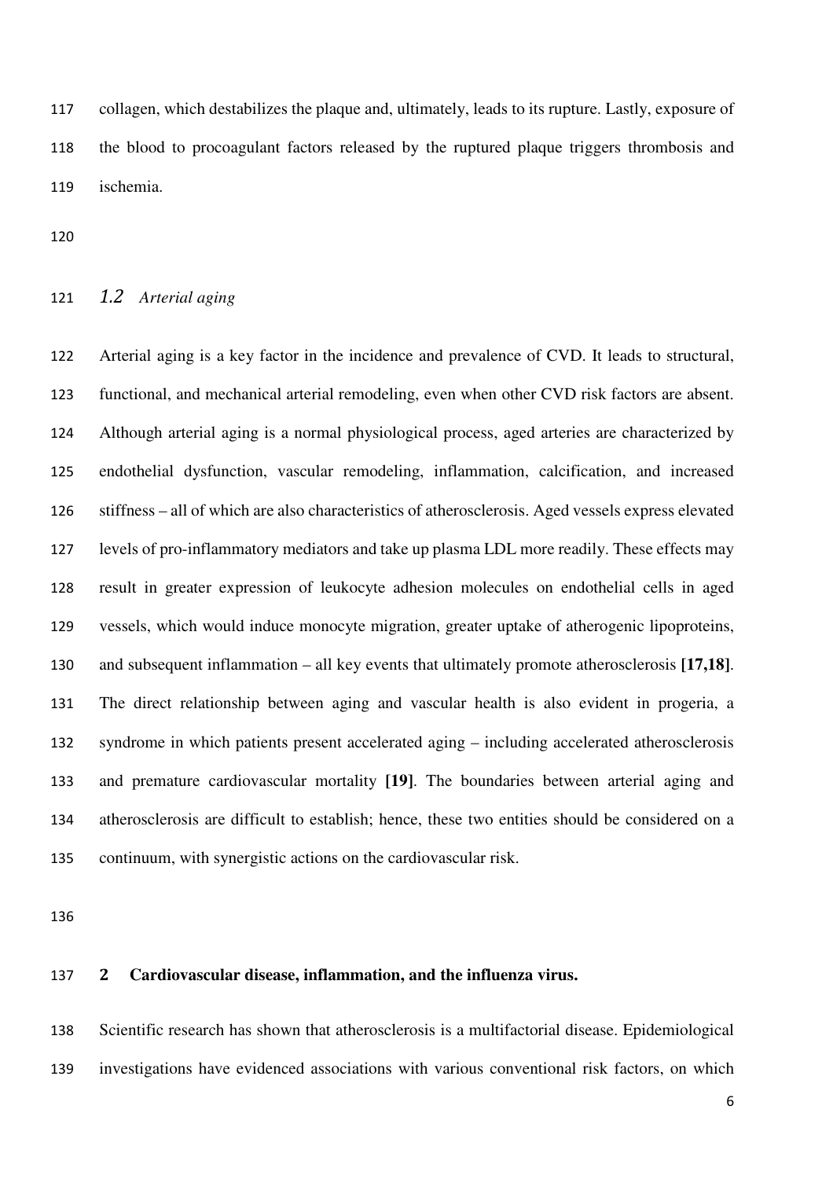collagen, which destabilizes the plaque and, ultimately, leads to its rupture. Lastly, exposure of the blood to procoagulant factors released by the ruptured plaque triggers thrombosis and ischemia.

### *1.2 Arterial aging*

Arterial aging is a key factor in the incidence and prevalence of CVD. It leads to structural, functional, and mechanical arterial remodeling, even when other CVD risk factors are absent. Although arterial aging is a normal physiological process, aged arteries are characterized by endothelial dysfunction, vascular remodeling, inflammation, calcification, and increased stiffness – all of which are also characteristics of atherosclerosis. Aged vessels express elevated levels of pro-inflammatory mediators and take up plasma LDL more readily. These effects may result in greater expression of leukocyte adhesion molecules on endothelial cells in aged vessels, which would induce monocyte migration, greater uptake of atherogenic lipoproteins, and subsequent inflammation – all key events that ultimately promote atherosclerosis **[17,18]**. The direct relationship between aging and vascular health is also evident in progeria, a syndrome in which patients present accelerated aging – including accelerated atherosclerosis and premature cardiovascular mortality **[19]**. The boundaries between arterial aging and atherosclerosis are difficult to establish; hence, these two entities should be considered on a continuum, with synergistic actions on the cardiovascular risk.

## 2 Cardiovascular disease, inflammation, and the influenza virus.

Scientific research has shown that atherosclerosis is a multifactorial disease. Epidemiological investigations have evidenced associations with various conventional risk factors, on which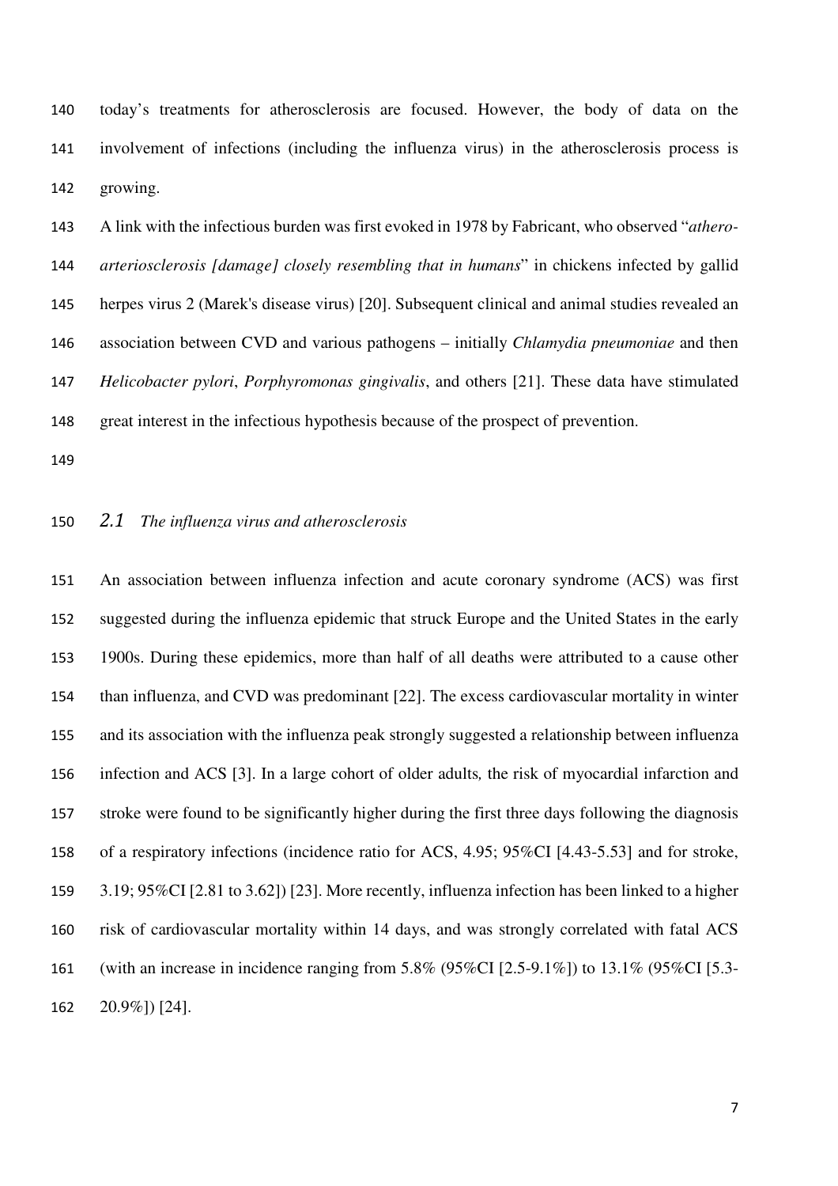today's treatments for atherosclerosis are focused. However, the body of data on the involvement of infections (including the influenza virus) in the atherosclerosis process is growing.

A link with the infectious burden was first evoked in 1978 by Fabricant, who observed "*athero-arteriosclerosis [damage] closely resembling that in humans*" in chickens infected by gallid herpes virus 2 (Marek's disease virus) [20]. Subsequent clinical and animal studies revealed an association between CVD and various pathogens – initially *Chlamydia pneumoniae* and then *Helicobacter pylori*, *Porphyromonas gingivalis*, and others [21]. These data have stimulated great interest in the infectious hypothesis because of the prospect of prevention.

### *2.1 The influenza virus and atherosclerosis*

An association between influenza infection and acute coronary syndrome (ACS) was first suggested during the influenza epidemic that struck Europe and the United States in the early 1900s. During these epidemics, more than half of all deaths were attributed to a cause other than influenza, and CVD was predominant [22]. The excess cardiovascular mortality in winter and its association with the influenza peak strongly suggested a relationship between influenza infection and ACS [3]. In a large cohort of older adults, the risk of myocardial infarction and stroke were found to be significantly higher during the first three days following the diagnosis of a respiratory infections (incidence ratio for ACS, 4.95; 95%CI [4.43-5.53] and for stroke, 3.19; 95%CI [2.81 to 3.62]) [23]. More recently, influenza infection has been linked to a higher risk of cardiovascular mortality within 14 days, and was strongly correlated with fatal ACS (with an increase in incidence ranging from 5.8% (95%CI [2.5-9.1%]) to 13.1% (95%CI [5.3-20.9%]) [24].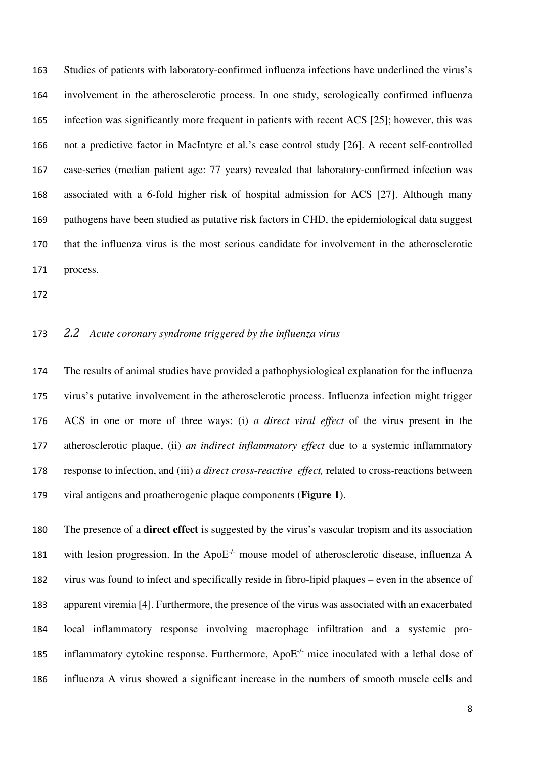Studies of patients with laboratory-confirmed influenza infections have underlined the virus's involvement in the atherosclerotic process. In one study, serologically confirmed influenza infection was significantly more frequent in patients with recent ACS [25]; however, this was not a predictive factor in MacIntyre et al.'s case control study [26]. A recent self-controlled case-series (median patient age: 77 years) revealed that laboratory-confirmed infection was associated with a 6-fold higher risk of hospital admission for ACS [27]. Although many pathogens have been studied as putative risk factors in CHD, the epidemiological data suggest that the influenza virus is the most serious candidate for involvement in the atherosclerotic process.

### 2.2 *Acute coronary syndrome triggered by the influenza virus*

The results of animal studies have provided a pathophysiological explanation for the influenza virus's putative involvement in the atherosclerotic process. Influenza infection might trigger ACS in one or more of three ways: (i) *a direct viral effect* of the virus present in the atherosclerotic plaque, (ii) *an indirect inflammatory effect* due to a systemic inflammatory response to infection, and (iii) *a direct cross-reactive effect,* related to cross-reactions between viral antigens and proatherogenic plaque components (**Figure 1**).

The presence of a **direct effect** is suggested by the virus's vascular tropism and its association with lesion progression. In the $ApoE^{-/-}$ mouse model of atherosclerotic disease, influenza A virus was found to infect and specifically reside in fibro-lipid plaques – even in the absence of apparent viremia [4]. Furthermore, the presence of the virus was associated with an exacerbated local inflammatory response involving macrophage infiltration and a systemic pro-inflammatory cytokine response. Furthermore, $ApoE^{-/-}$ mice inoculated with a lethal dose of influenza A virus showed a significant increase in the numbers of smooth muscle cells and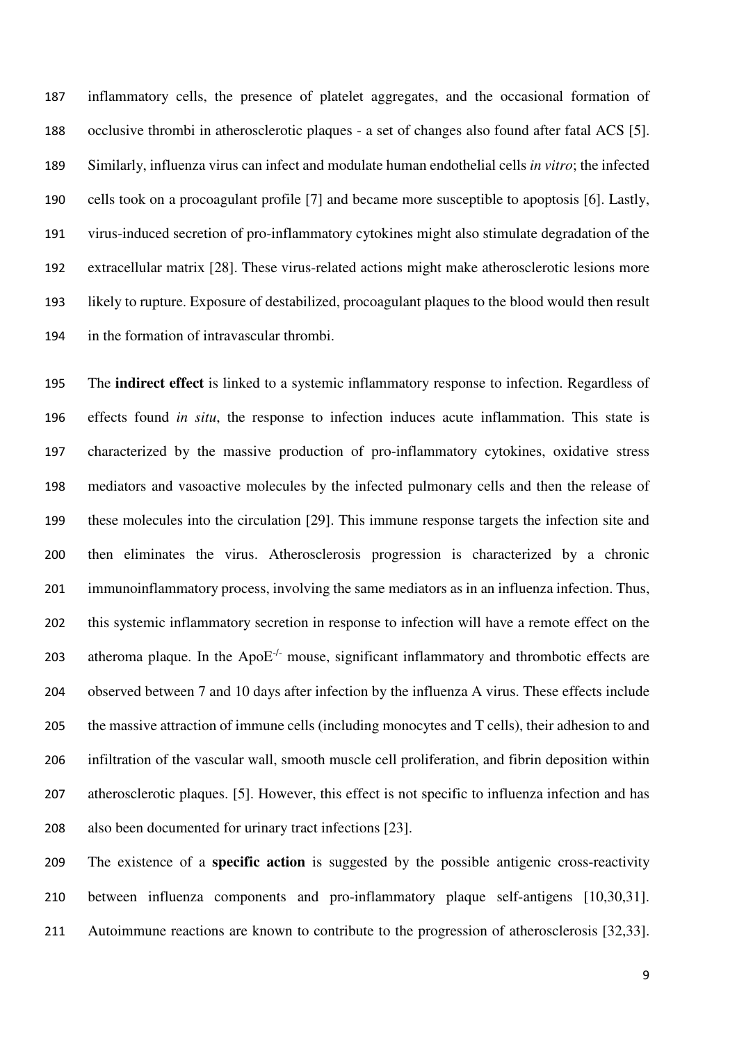inflammatory cells, the presence of platelet aggregates, and the occasional formation of occlusive thrombi in atherosclerotic plaques - a set of changes also found after fatal ACS [5]. Similarly, influenza virus can infect and modulate human endothelial cells *in vitro*; the infected cells took on a procoagulant profile [7] and became more susceptible to apoptosis [6]. Lastly, virus-induced secretion of pro-inflammatory cytokines might also stimulate degradation of the extracellular matrix [28]. These virus-related actions might make atherosclerotic lesions more likely to rupture. Exposure of destabilized, procoagulant plaques to the blood would then result in the formation of intravascular thrombi.

The **indirect effect** is linked to a systemic inflammatory response to infection. Regardless of effects found *in situ*, the response to infection induces acute inflammation. This state is characterized by the massive production of pro-inflammatory cytokines, oxidative stress mediators and vasoactive molecules by the infected pulmonary cells and then the release of these molecules into the circulation [29]. This immune response targets the infection site and then eliminates the virus. Atherosclerosis progression is characterized by a chronic immunoinflammatory process, involving the same mediators as in an influenza infection. Thus, this systemic inflammatory secretion in response to infection will have a remote effect on the atheroma plaque. In the $ApoE^{-/-}$ mouse, significant inflammatory and thrombotic effects are observed between 7 and 10 days after infection by the influenza A virus. These effects include the massive attraction of immune cells (including monocytes and T cells), their adhesion to and infiltration of the vascular wall, smooth muscle cell proliferation, and fibrin deposition within atherosclerotic plaques. [5]. However, this effect is not specific to influenza infection and has also been documented for urinary tract infections [23].

The existence of a **specific action** is suggested by the possible antigenic cross-reactivity between influenza components and pro-inflammatory plaque self-antigens [10,30,31]. Autoimmune reactions are known to contribute to the progression of atherosclerosis [32,33].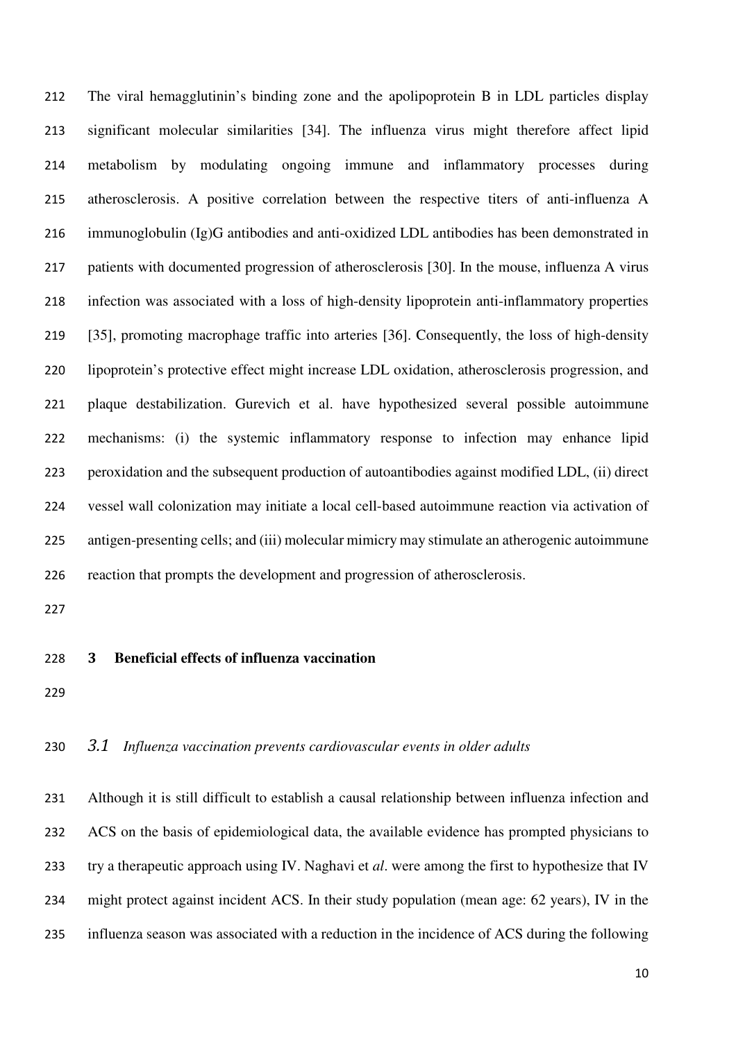The viral hemagglutinin's binding zone and the apolipoprotein B in LDL particles display significant molecular similarities [34]. The influenza virus might therefore affect lipid metabolism by modulating ongoing immune and inflammatory processes during atherosclerosis. A positive correlation between the respective titers of anti-influenza A immunoglobulin (Ig)G antibodies and anti-oxidized LDL antibodies has been demonstrated in patients with documented progression of atherosclerosis [30]. In the mouse, influenza A virus infection was associated with a loss of high-density lipoprotein anti-inflammatory properties [35], promoting macrophage traffic into arteries [36]. Consequently, the loss of high-density lipoprotein's protective effect might increase LDL oxidation, atherosclerosis progression, and plaque destabilization. Gurevich et al. have hypothesized several possible autoimmune mechanisms: (i) the systemic inflammatory response to infection may enhance lipid peroxidation and the subsequent production of autoantibodies against modified LDL, (ii) direct vessel wall colonization may initiate a local cell-based autoimmune reaction via activation of antigen-presenting cells; and (iii) molecular mimicry may stimulate an atherogenic autoimmune reaction that prompts the development and progression of atherosclerosis.

## 3 Beneficial effects of influenza vaccination

### 3.1 *Influenza vaccination prevents cardiovascular events in older adults*

Although it is still difficult to establish a causal relationship between influenza infection and ACS on the basis of epidemiological data, the available evidence has prompted physicians to try a therapeutic approach using IV. Naghavi et *al*. were among the first to hypothesize that IV might protect against incident ACS. In their study population (mean age: 62 years), IV in the influenza season was associated with a reduction in the incidence of ACS during the following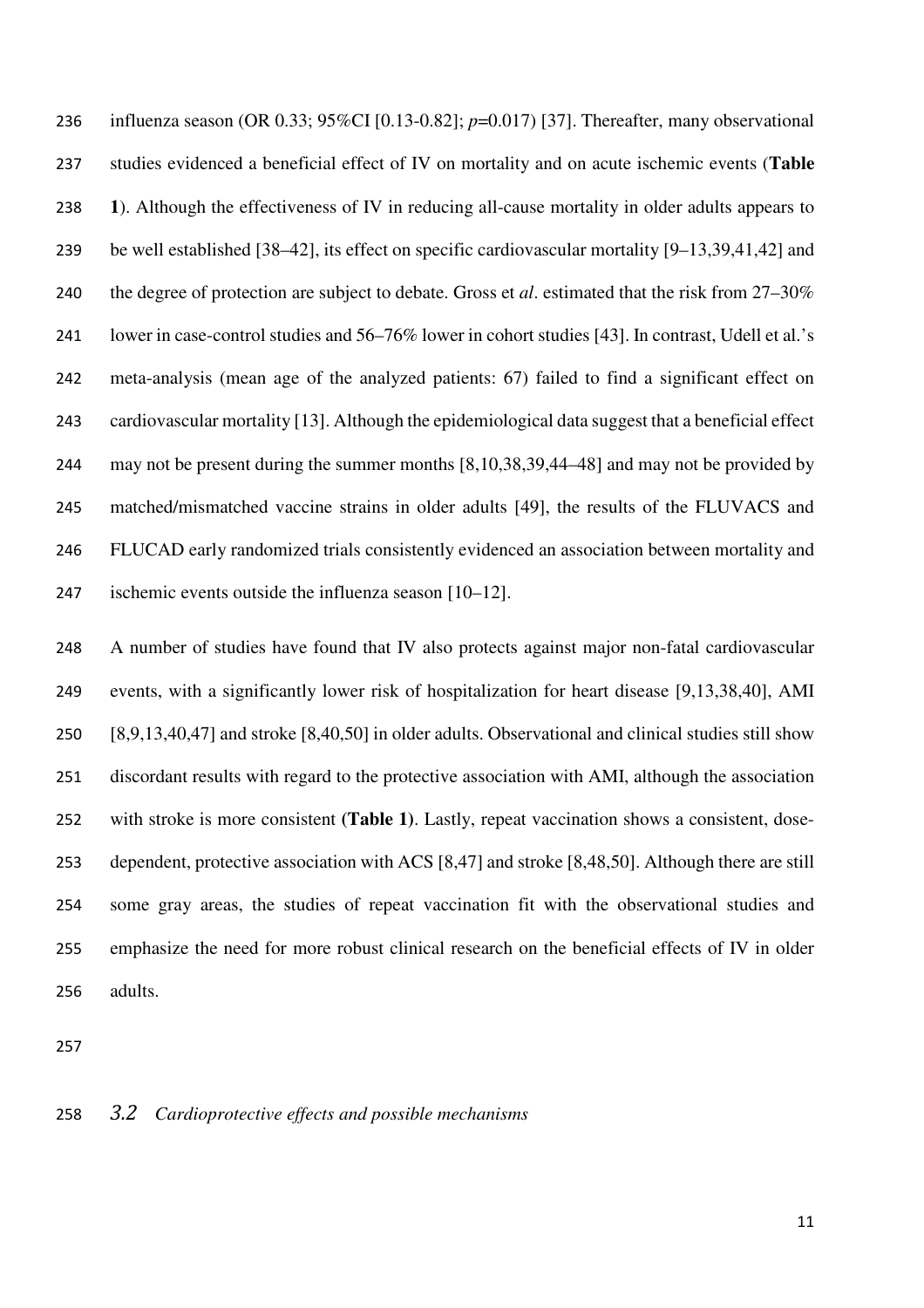influenza season (OR 0.33; 95%CI [0.13-0.82]; *p*=0.017) [37]. Thereafter, many observational studies evidenced a beneficial effect of IV on mortality and on acute ischemic events (**Table 1**). Although the effectiveness of IV in reducing all-cause mortality in older adults appears to be well established [38–42], its effect on specific cardiovascular mortality [9–13,39,41,42] and the degree of protection are subject to debate. Gross et *al*. estimated that the risk from 27–30% lower in case-control studies and 56–76% lower in cohort studies [43]. In contrast, Udell et al.'s meta-analysis (mean age of the analyzed patients: 67) failed to find a significant effect on cardiovascular mortality [13]. Although the epidemiological data suggest that a beneficial effect may not be present during the summer months [8,10,38,39,44–48] and may not be provided by matched/mismatched vaccine strains in older adults [49], the results of the FLUVACS and FLUCAD early randomized trials consistently evidenced an association between mortality and ischemic events outside the influenza season [10–12].

A number of studies have found that IV also protects against major non-fatal cardiovascular events, with a significantly lower risk of hospitalization for heart disease [9,13,38,40], AMI [8,9,13,40,47] and stroke [8,40,50] in older adults. Observational and clinical studies still show discordant results with regard to the protective association with AMI, although the association with stroke is more consistent (**Table 1**). Lastly, repeat vaccination shows a consistent, dose-dependent, protective association with ACS [8,47] and stroke [8,48,50]. Although there are still some gray areas, the studies of repeat vaccination fit with the observational studies and emphasize the need for more robust clinical research on the beneficial effects of IV in older adults.

### 3.2 *Cardioprotective effects and possible mechanisms*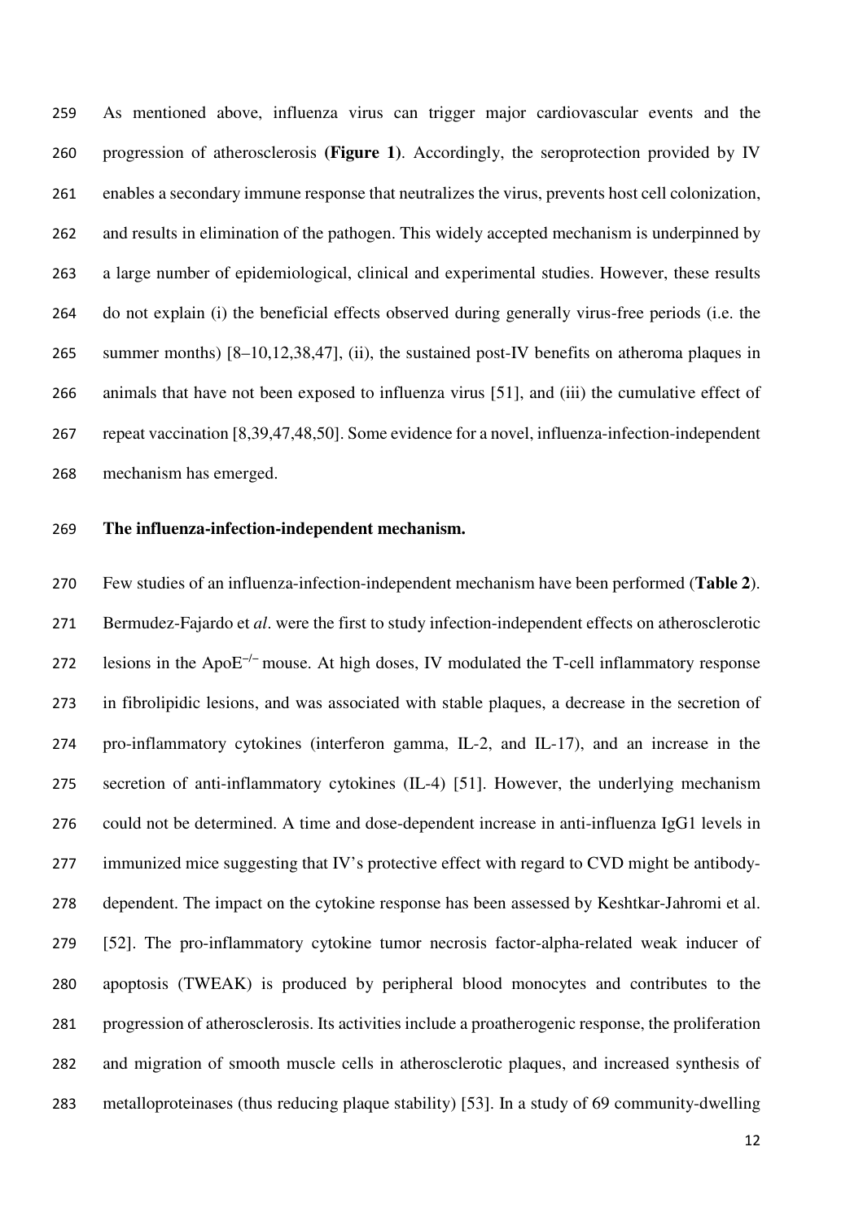As mentioned above, influenza virus can trigger major cardiovascular events and the progression of atherosclerosis **(Figure 1)**. Accordingly, the seroprotection provided by IV enables a secondary immune response that neutralizes the virus, prevents host cell colonization, and results in elimination of the pathogen. This widely accepted mechanism is underpinned by a large number of epidemiological, clinical and experimental studies. However, these results do not explain (i) the beneficial effects observed during generally virus-free periods (i.e. the summer months) [8–10,12,38,47], (ii), the sustained post-IV benefits on atheroma plaques in animals that have not been exposed to influenza virus [51], and (iii) the cumulative effect of repeat vaccination [8,39,47,48,50]. Some evidence for a novel, influenza-infection-independent mechanism has emerged.

**The influenza-infection-independent mechanism.**

Few studies of an influenza-infection-independent mechanism have been performed (**Table 2**). Bermudez-Fajardo et *al*. were the first to study infection-independent effects on atherosclerotic lesions in the ApoE$^{-/-}$ mouse. At high doses, IV modulated the T-cell inflammatory response in fibrolipidic lesions, and was associated with stable plaques, a decrease in the secretion of pro-inflammatory cytokines (interferon gamma, IL-2, and IL-17), and an increase in the secretion of anti-inflammatory cytokines (IL-4) [51]. However, the underlying mechanism could not be determined. A time and dose-dependent increase in anti-influenza IgG1 levels in immunized mice suggesting that IV's protective effect with regard to CVD might be antibody-dependent. The impact on the cytokine response has been assessed by Keshtkar-Jahromi et al. [52]. The pro-inflammatory cytokine tumor necrosis factor-alpha-related weak inducer of apoptosis (TWEAK) is produced by peripheral blood monocytes and contributes to the progression of atherosclerosis. Its activities include a proatherogenic response, the proliferation and migration of smooth muscle cells in atherosclerotic plaques, and increased synthesis of metalloproteinases (thus reducing plaque stability) [53]. In a study of 69 community-dwelling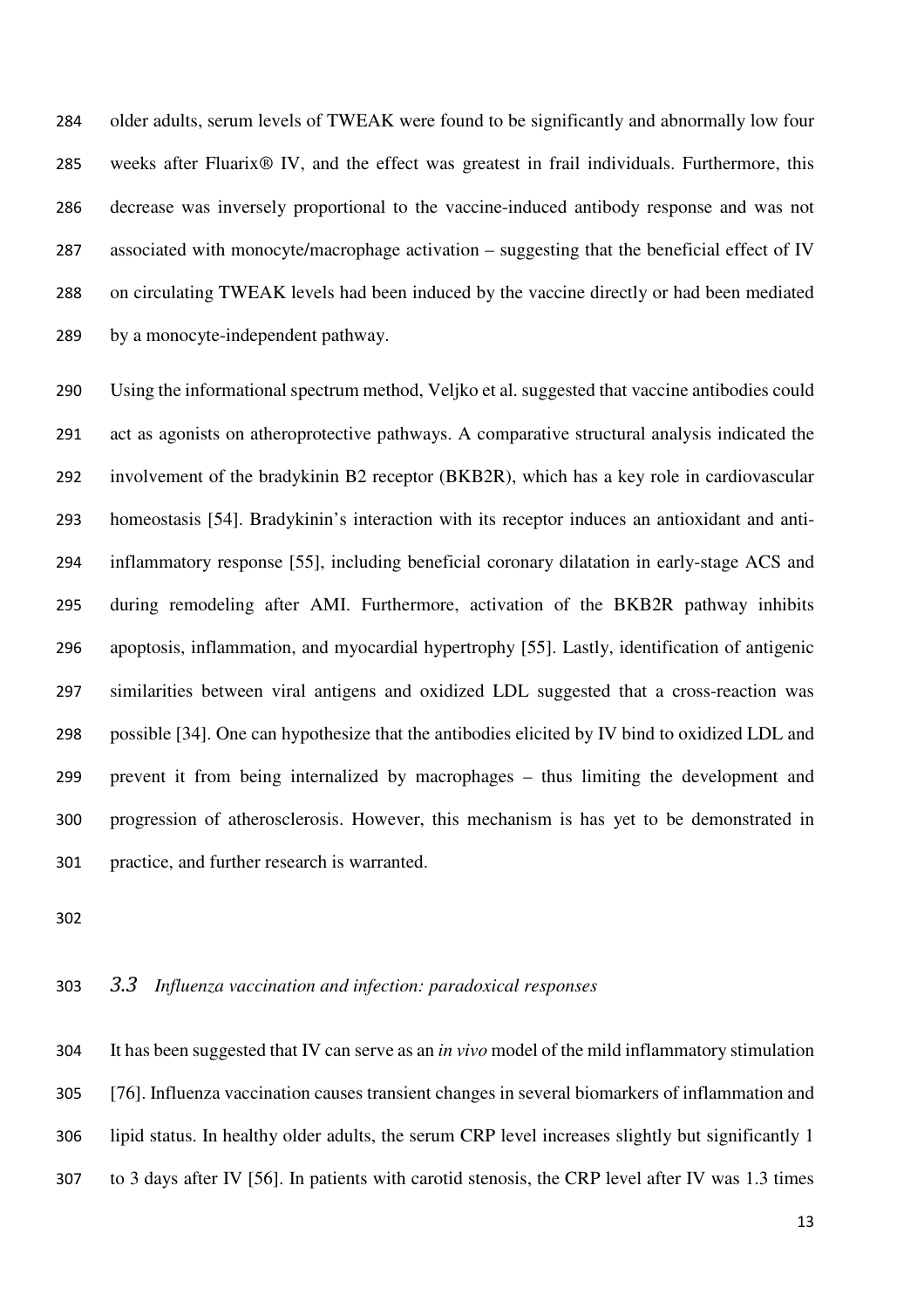older adults, serum levels of TWEAK were found to be significantly and abnormally low four weeks after Fluarix® IV, and the effect was greatest in frail individuals. Furthermore, this decrease was inversely proportional to the vaccine-induced antibody response and was not associated with monocyte/macrophage activation – suggesting that the beneficial effect of IV on circulating TWEAK levels had been induced by the vaccine directly or had been mediated by a monocyte-independent pathway.

Using the informational spectrum method, Veljko et al. suggested that vaccine antibodies could act as agonists on atheroprotective pathways. A comparative structural analysis indicated the involvement of the bradykinin B2 receptor (BKB2R), which has a key role in cardiovascular homeostasis [54]. Bradykinin's interaction with its receptor induces an antioxidant and anti-inflammatory response [55], including beneficial coronary dilatation in early-stage ACS and during remodeling after AMI. Furthermore, activation of the BKB2R pathway inhibits apoptosis, inflammation, and myocardial hypertrophy [55]. Lastly, identification of antigenic similarities between viral antigens and oxidized LDL suggested that a cross-reaction was possible [34]. One can hypothesize that the antibodies elicited by IV bind to oxidized LDL and prevent it from being internalized by macrophages – thus limiting the development and progression of atherosclerosis. However, this mechanism is has yet to be demonstrated in practice, and further research is warranted.

### 3.3 *Influenza vaccination and infection: paradoxical responses*

It has been suggested that IV can serve as an *in vivo* model of the mild inflammatory stimulation [76]. Influenza vaccination causes transient changes in several biomarkers of inflammation and lipid status. In healthy older adults, the serum CRP level increases slightly but significantly 1 to 3 days after IV [56]. In patients with carotid stenosis, the CRP level after IV was 1.3 times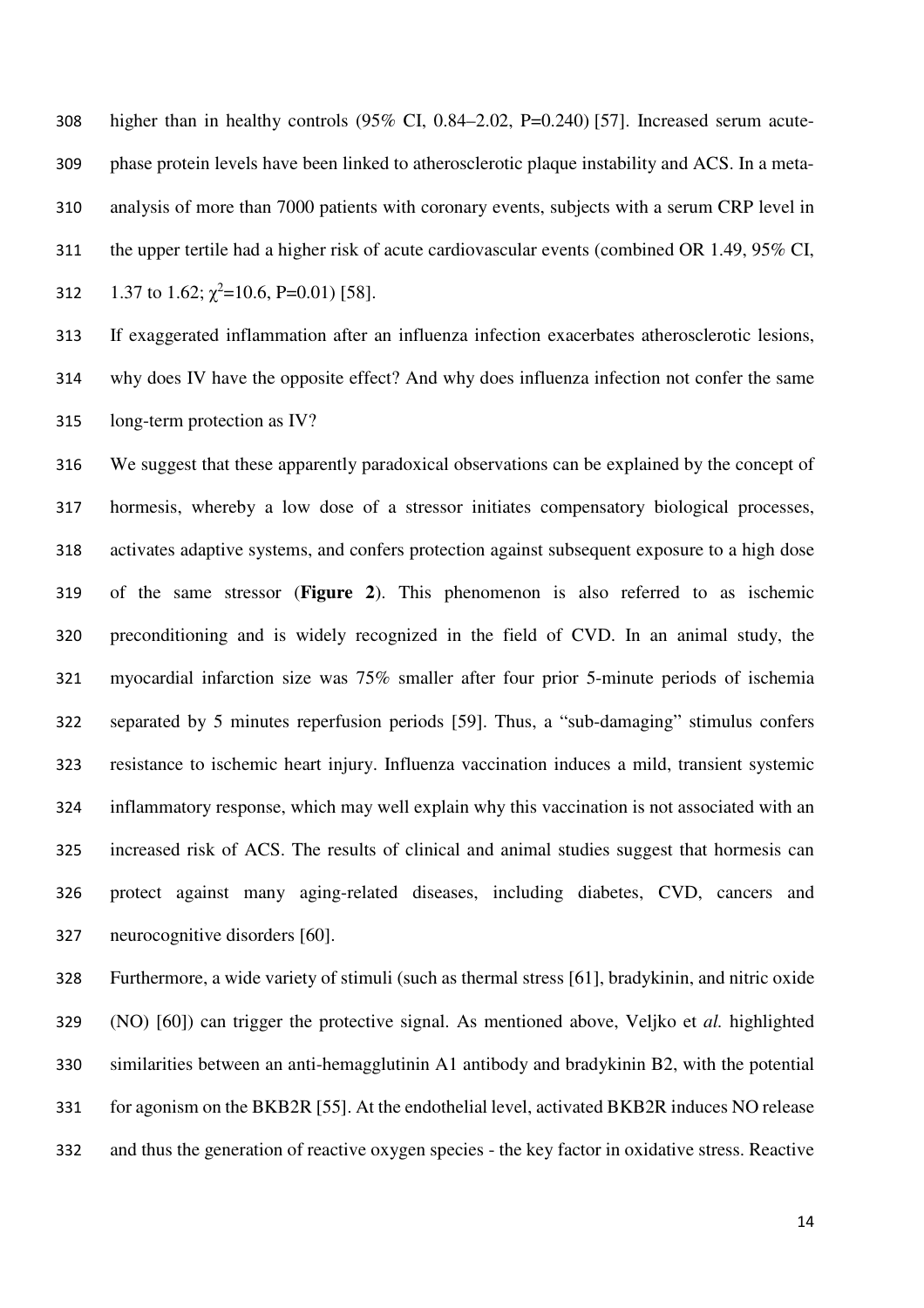higher than in healthy controls (95% CI, 0.84–2.02, P=0.240) [57]. Increased serum acute-phase protein levels have been linked to atherosclerotic plaque instability and ACS. In a meta-analysis of more than 7000 patients with coronary events, subjects with a serum CRP level in the upper tertile had a higher risk of acute cardiovascular events (combined OR 1.49, 95% CI, 1.37 to 1.62; $\chi^2$=10.6, P=0.01) [58].

If exaggerated inflammation after an influenza infection exacerbates atherosclerotic lesions, why does IV have the opposite effect? And why does influenza infection not confer the same long-term protection as IV?

We suggest that these apparently paradoxical observations can be explained by the concept of hormesis, whereby a low dose of a stressor initiates compensatory biological processes, activates adaptive systems, and confers protection against subsequent exposure to a high dose of the same stressor (**Figure 2**). This phenomenon is also referred to as ischemic preconditioning and is widely recognized in the field of CVD. In an animal study, the myocardial infarction size was 75% smaller after four prior 5-minute periods of ischemia separated by 5 minutes reperfusion periods [59]. Thus, a "sub-damaging" stimulus confers resistance to ischemic heart injury. Influenza vaccination induces a mild, transient systemic inflammatory response, which may well explain why this vaccination is not associated with an increased risk of ACS. The results of clinical and animal studies suggest that hormesis can protect against many aging-related diseases, including diabetes, CVD, cancers and neurocognitive disorders [60].

Furthermore, a wide variety of stimuli (such as thermal stress [61], bradykinin, and nitric oxide (NO) [60]) can trigger the protective signal. As mentioned above, Veljko et *al.* highlighted similarities between an anti-hemagglutinin A1 antibody and bradykinin B2, with the potential for agonism on the BKB2R [55]. At the endothelial level, activated BKB2R induces NO release and thus the generation of reactive oxygen species - the key factor in oxidative stress. Reactive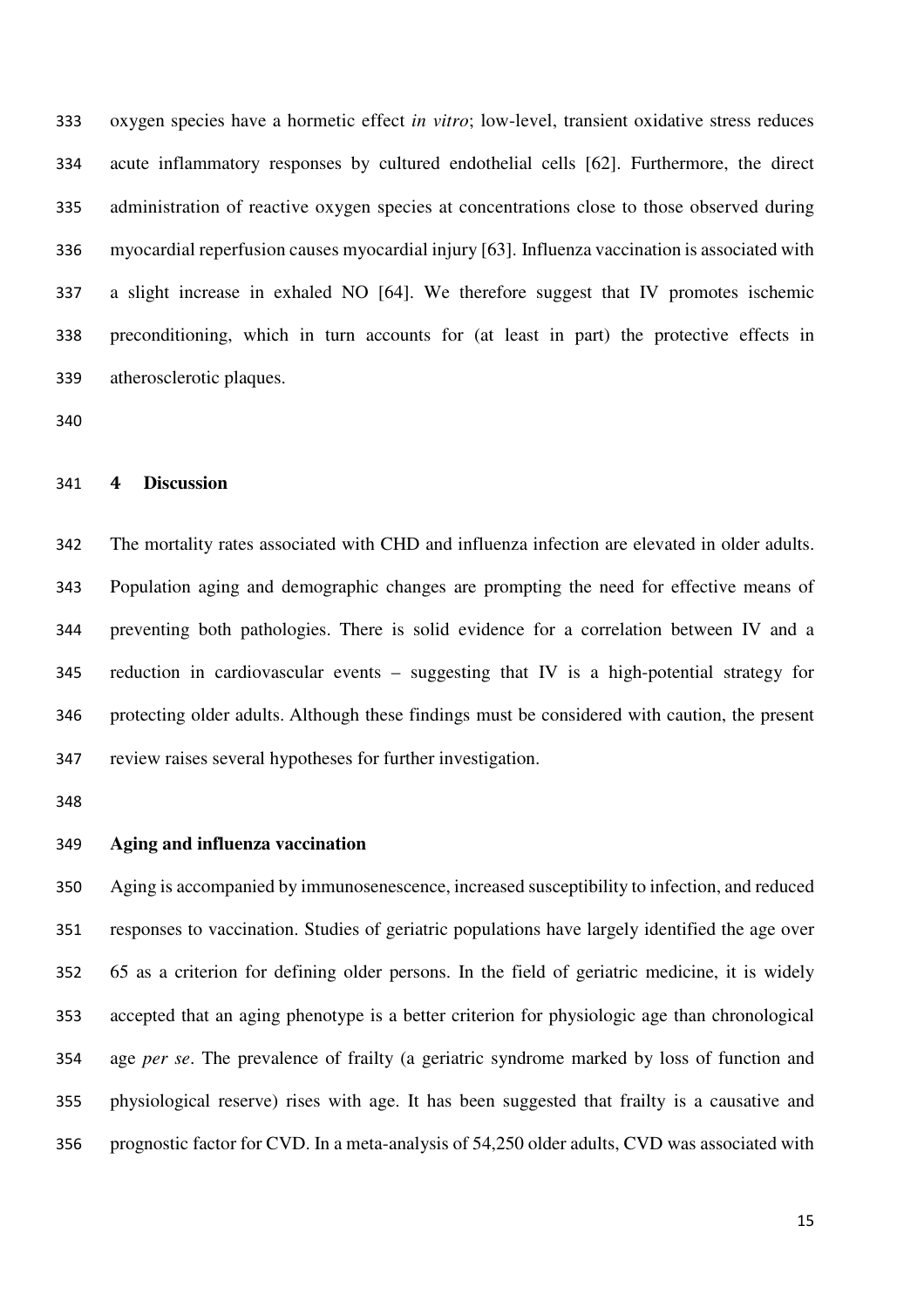oxygen species have a hormetic effect *in vitro*; low-level, transient oxidative stress reduces acute inflammatory responses by cultured endothelial cells [62]. Furthermore, the direct administration of reactive oxygen species at concentrations close to those observed during myocardial reperfusion causes myocardial injury [63]. Influenza vaccination is associated with a slight increase in exhaled NO [64]. We therefore suggest that IV promotes ischemic preconditioning, which in turn accounts for (at least in part) the protective effects in atherosclerotic plaques.

## 4 Discussion

The mortality rates associated with CHD and influenza infection are elevated in older adults. Population aging and demographic changes are prompting the need for effective means of preventing both pathologies. There is solid evidence for a correlation between IV and a reduction in cardiovascular events – suggesting that IV is a high-potential strategy for protecting older adults. Although these findings must be considered with caution, the present review raises several hypotheses for further investigation.

### Aging and influenza vaccination

Aging is accompanied by immunosenescence, increased susceptibility to infection, and reduced responses to vaccination. Studies of geriatric populations have largely identified the age over 65 as a criterion for defining older persons. In the field of geriatric medicine, it is widely accepted that an aging phenotype is a better criterion for physiologic age than chronological age *per se*. The prevalence of frailty (a geriatric syndrome marked by loss of function and physiological reserve) rises with age. It has been suggested that frailty is a causative and prognostic factor for CVD. In a meta-analysis of 54,250 older adults, CVD was associated with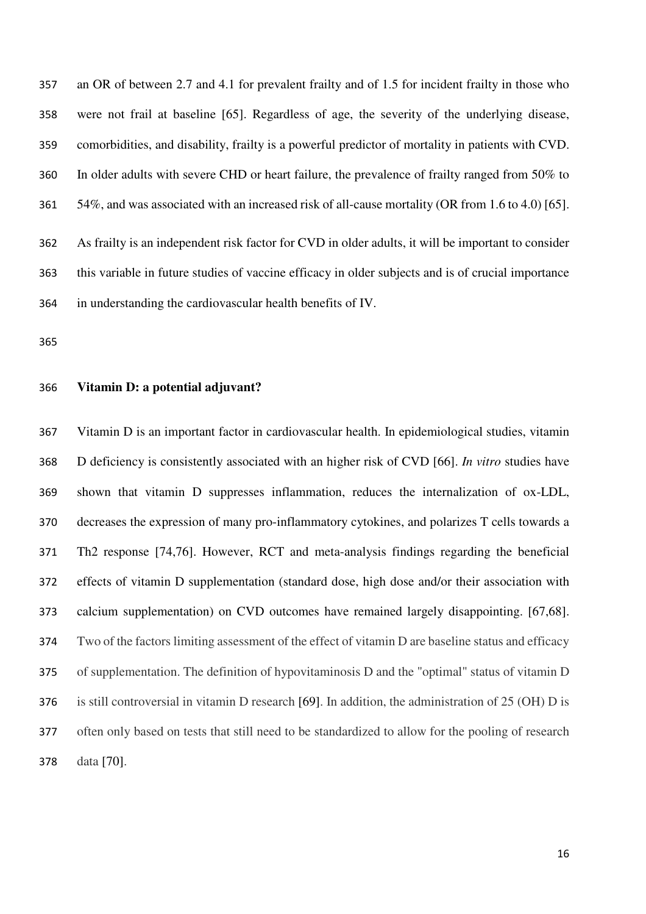an OR of between 2.7 and 4.1 for prevalent frailty and of 1.5 for incident frailty in those who were not frail at baseline [65]. Regardless of age, the severity of the underlying disease, comorbidities, and disability, frailty is a powerful predictor of mortality in patients with CVD. In older adults with severe CHD or heart failure, the prevalence of frailty ranged from 50% to 54%, and was associated with an increased risk of all-cause mortality (OR from 1.6 to 4.0) [65].

As frailty is an independent risk factor for CVD in older adults, it will be important to consider this variable in future studies of vaccine efficacy in older subjects and is of crucial importance in understanding the cardiovascular health benefits of IV.

**Vitamin D: a potential adjuvant?**

Vitamin D is an important factor in cardiovascular health. In epidemiological studies, vitamin D deficiency is consistently associated with an higher risk of CVD [66]. *In vitro* studies have shown that vitamin D suppresses inflammation, reduces the internalization of ox-LDL, decreases the expression of many pro-inflammatory cytokines, and polarizes T cells towards a Th2 response [74,76]. However, RCT and meta-analysis findings regarding the beneficial effects of vitamin D supplementation (standard dose, high dose and/or their association with calcium supplementation) on CVD outcomes have remained largely disappointing. [67,68]. Two of the factors limiting assessment of the effect of vitamin D are baseline status and efficacy of supplementation. The definition of hypovitaminosis D and the "optimal" status of vitamin D is still controversial in vitamin D research [69]. In addition, the administration of 25 (OH) D is often only based on tests that still need to be standardized to allow for the pooling of research data [70].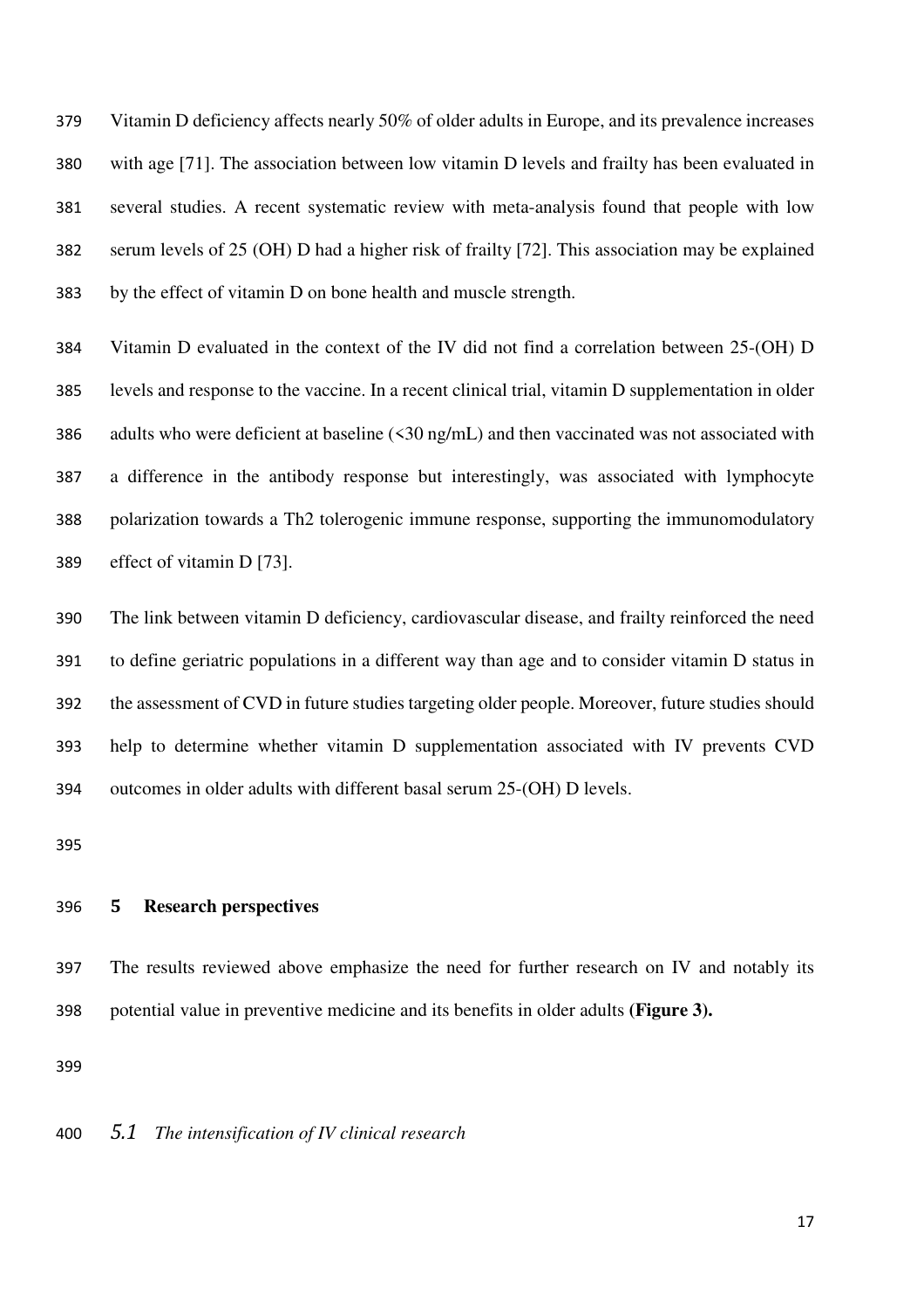Vitamin D deficiency affects nearly 50% of older adults in Europe, and its prevalence increases with age [71]. The association between low vitamin D levels and frailty has been evaluated in several studies. A recent systematic review with meta-analysis found that people with low serum levels of 25 (OH) D had a higher risk of frailty [72]. This association may be explained by the effect of vitamin D on bone health and muscle strength.

Vitamin D evaluated in the context of the IV did not find a correlation between 25-(OH) D levels and response to the vaccine. In a recent clinical trial, vitamin D supplementation in older adults who were deficient at baseline (<30 ng/mL) and then vaccinated was not associated with a difference in the antibody response but interestingly, was associated with lymphocyte polarization towards a Th2 tolerogenic immune response, supporting the immunomodulatory effect of vitamin D [73].

The link between vitamin D deficiency, cardiovascular disease, and frailty reinforced the need to define geriatric populations in a different way than age and to consider vitamin D status in the assessment of CVD in future studies targeting older people. Moreover, future studies should help to determine whether vitamin D supplementation associated with IV prevents CVD outcomes in older adults with different basal serum 25-(OH) D levels.

## 5 Research perspectives

The results reviewed above emphasize the need for further research on IV and notably its potential value in preventive medicine and its benefits in older adults **(Figure 3).**

### *5.1 The intensification of IV clinical research*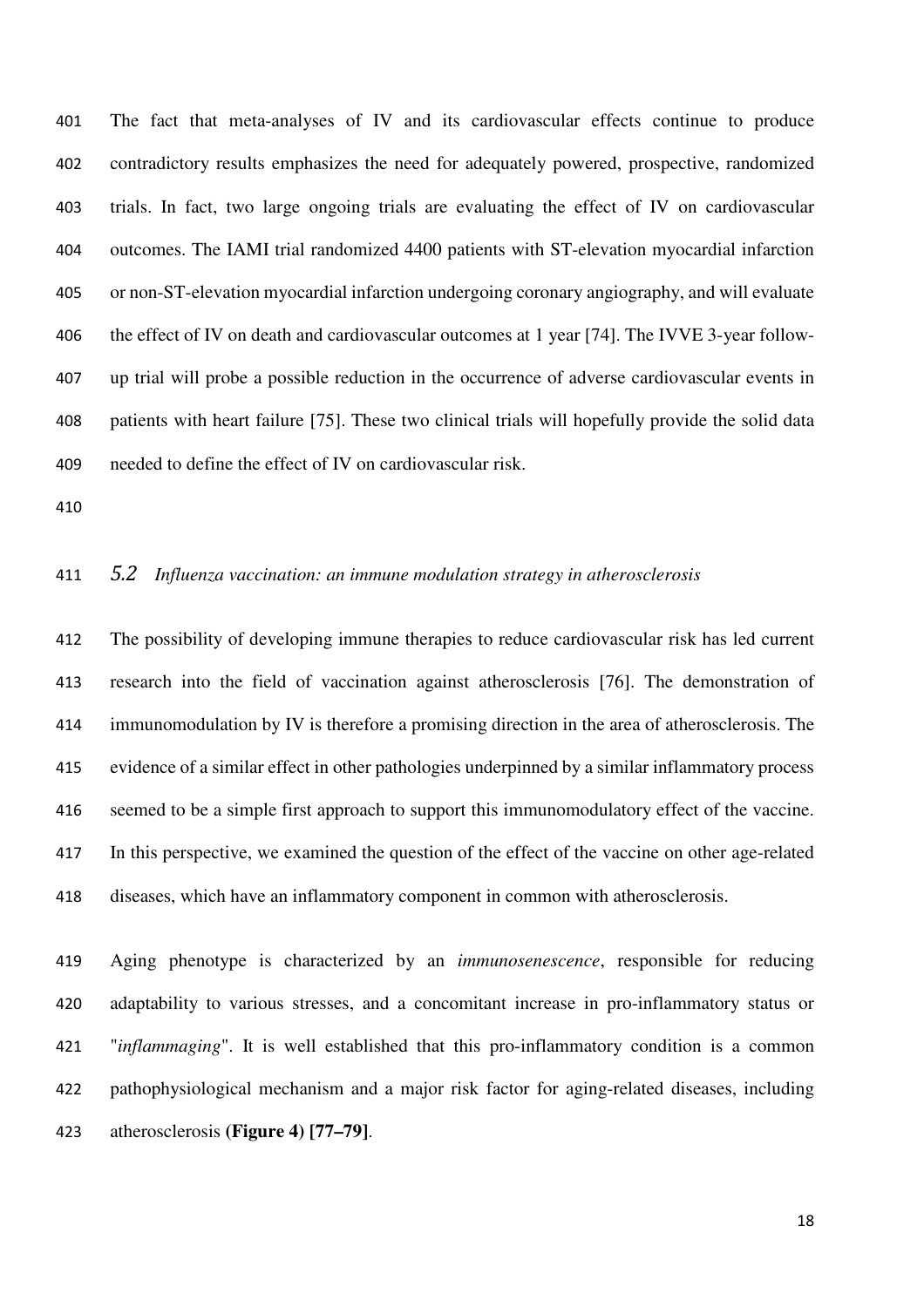The fact that meta-analyses of IV and its cardiovascular effects continue to produce contradictory results emphasizes the need for adequately powered, prospective, randomized trials. In fact, two large ongoing trials are evaluating the effect of IV on cardiovascular outcomes. The IAMI trial randomized 4400 patients with ST-elevation myocardial infarction or non-ST-elevation myocardial infarction undergoing coronary angiography, and will evaluate the effect of IV on death and cardiovascular outcomes at 1 year [74]. The IVVE 3-year follow-up trial will probe a possible reduction in the occurrence of adverse cardiovascular events in patients with heart failure [75]. These two clinical trials will hopefully provide the solid data needed to define the effect of IV on cardiovascular risk.

### 5.2 *Influenza vaccination: an immune modulation strategy in atherosclerosis*

The possibility of developing immune therapies to reduce cardiovascular risk has led current research into the field of vaccination against atherosclerosis [76]. The demonstration of immunomodulation by IV is therefore a promising direction in the area of atherosclerosis. The evidence of a similar effect in other pathologies underpinned by a similar inflammatory process seemed to be a simple first approach to support this immunomodulatory effect of the vaccine. In this perspective, we examined the question of the effect of the vaccine on other age-related diseases, which have an inflammatory component in common with atherosclerosis.

Aging phenotype is characterized by an *immunosenescence*, responsible for reducing adaptability to various stresses, and a concomitant increase in pro-inflammatory status or "*inflammaging*". It is well established that this pro-inflammatory condition is a common pathophysiological mechanism and a major risk factor for aging-related diseases, including atherosclerosis **(Figure 4) [77–79]**.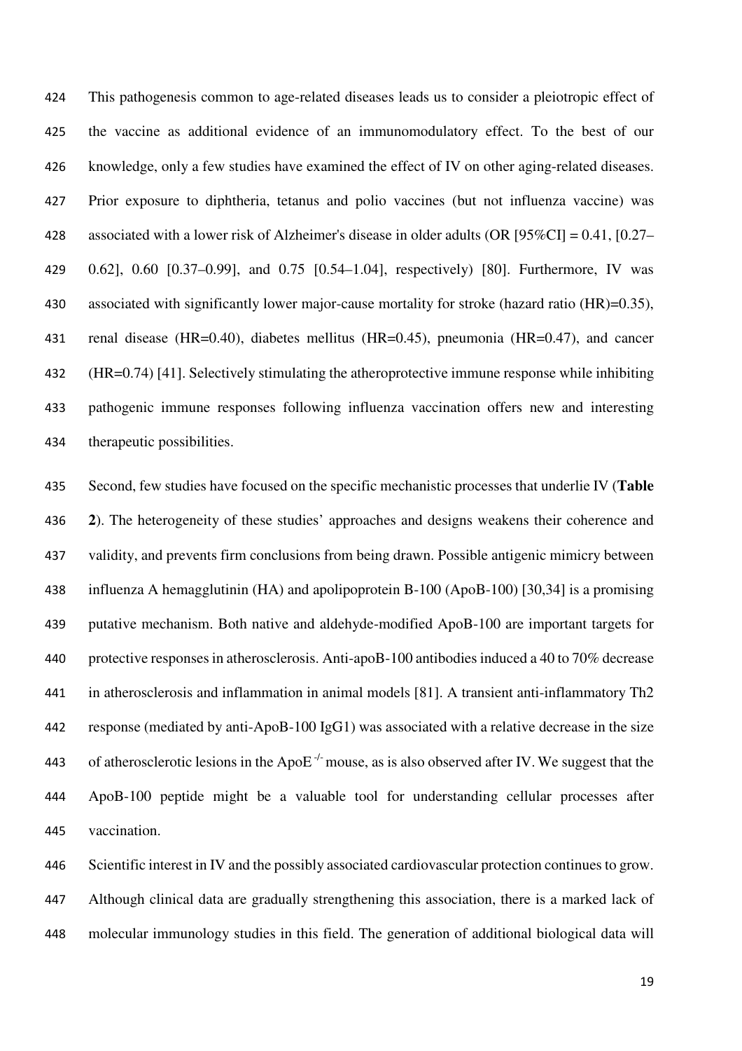This pathogenesis common to age-related diseases leads us to consider a pleiotropic effect of the vaccine as additional evidence of an immunomodulatory effect. To the best of our knowledge, only a few studies have examined the effect of IV on other aging-related diseases. Prior exposure to diphtheria, tetanus and polio vaccines (but not influenza vaccine) was associated with a lower risk of Alzheimer's disease in older adults (OR [95%CI] = 0.41, [0.27–0.62], 0.60 [0.37–0.99], and 0.75 [0.54–1.04], respectively) [80]. Furthermore, IV was associated with significantly lower major-cause mortality for stroke (hazard ratio (HR)=0.35), renal disease (HR=0.40), diabetes mellitus (HR=0.45), pneumonia (HR=0.47), and cancer (HR=0.74) [41]. Selectively stimulating the atheroprotective immune response while inhibiting pathogenic immune responses following influenza vaccination offers new and interesting therapeutic possibilities.

Second, few studies have focused on the specific mechanistic processes that underlie IV (**Table 2**). The heterogeneity of these studies' approaches and designs weakens their coherence and validity, and prevents firm conclusions from being drawn. Possible antigenic mimicry between influenza A hemagglutinin (HA) and apolipoprotein B-100 (ApoB-100) [30,34] is a promising putative mechanism. Both native and aldehyde-modified ApoB-100 are important targets for protective responses in atherosclerosis. Anti-apoB-100 antibodies induced a 40 to 70% decrease in atherosclerosis and inflammation in animal models [81]. A transient anti-inflammatory Th2 response (mediated by anti-ApoB-100 IgG1) was associated with a relative decrease in the size of atherosclerotic lesions in the $ApoE^{-/-}$ mouse, as is also observed after IV. We suggest that the ApoB-100 peptide might be a valuable tool for understanding cellular processes after vaccination.

Scientific interest in IV and the possibly associated cardiovascular protection continues to grow. Although clinical data are gradually strengthening this association, there is a marked lack of molecular immunology studies in this field. The generation of additional biological data will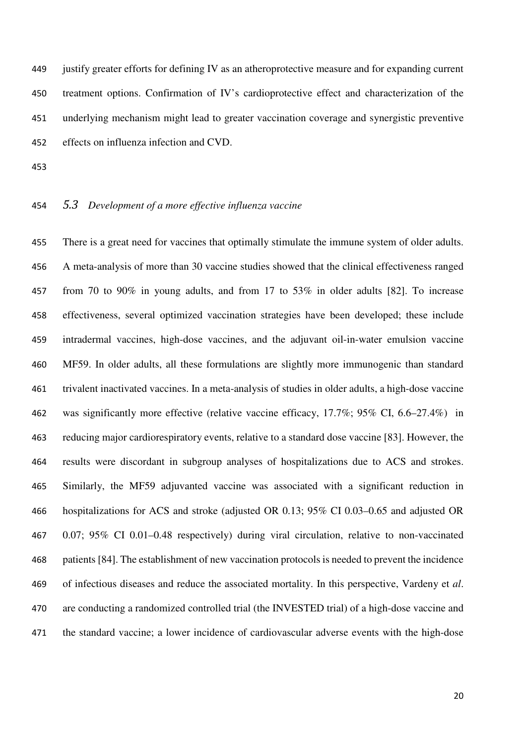justify greater efforts for defining IV as an atheroprotective measure and for expanding current treatment options. Confirmation of IV's cardioprotective effect and characterization of the underlying mechanism might lead to greater vaccination coverage and synergistic preventive effects on influenza infection and CVD.

### 5.3 *Development of a more effective influenza vaccine*

There is a great need for vaccines that optimally stimulate the immune system of older adults. A meta-analysis of more than 30 vaccine studies showed that the clinical effectiveness ranged from 70 to 90% in young adults, and from 17 to 53% in older adults [82]. To increase effectiveness, several optimized vaccination strategies have been developed; these include intradermal vaccines, high-dose vaccines, and the adjuvant oil-in-water emulsion vaccine MF59. In older adults, all these formulations are slightly more immunogenic than standard trivalent inactivated vaccines. In a meta-analysis of studies in older adults, a high-dose vaccine was significantly more effective (relative vaccine efficacy, 17.7%; 95% CI, 6.6–27.4%) in reducing major cardiorespiratory events, relative to a standard dose vaccine [83]. However, the results were discordant in subgroup analyses of hospitalizations due to ACS and strokes. Similarly, the MF59 adjuvanted vaccine was associated with a significant reduction in hospitalizations for ACS and stroke (adjusted OR 0.13; 95% CI 0.03–0.65 and adjusted OR 0.07; 95% CI 0.01–0.48 respectively) during viral circulation, relative to non-vaccinated patients [84]. The establishment of new vaccination protocols is needed to prevent the incidence of infectious diseases and reduce the associated mortality. In this perspective, Vardeny et *al*. are conducting a randomized controlled trial (the INVESTED trial) of a high-dose vaccine and the standard vaccine; a lower incidence of cardiovascular adverse events with the high-dose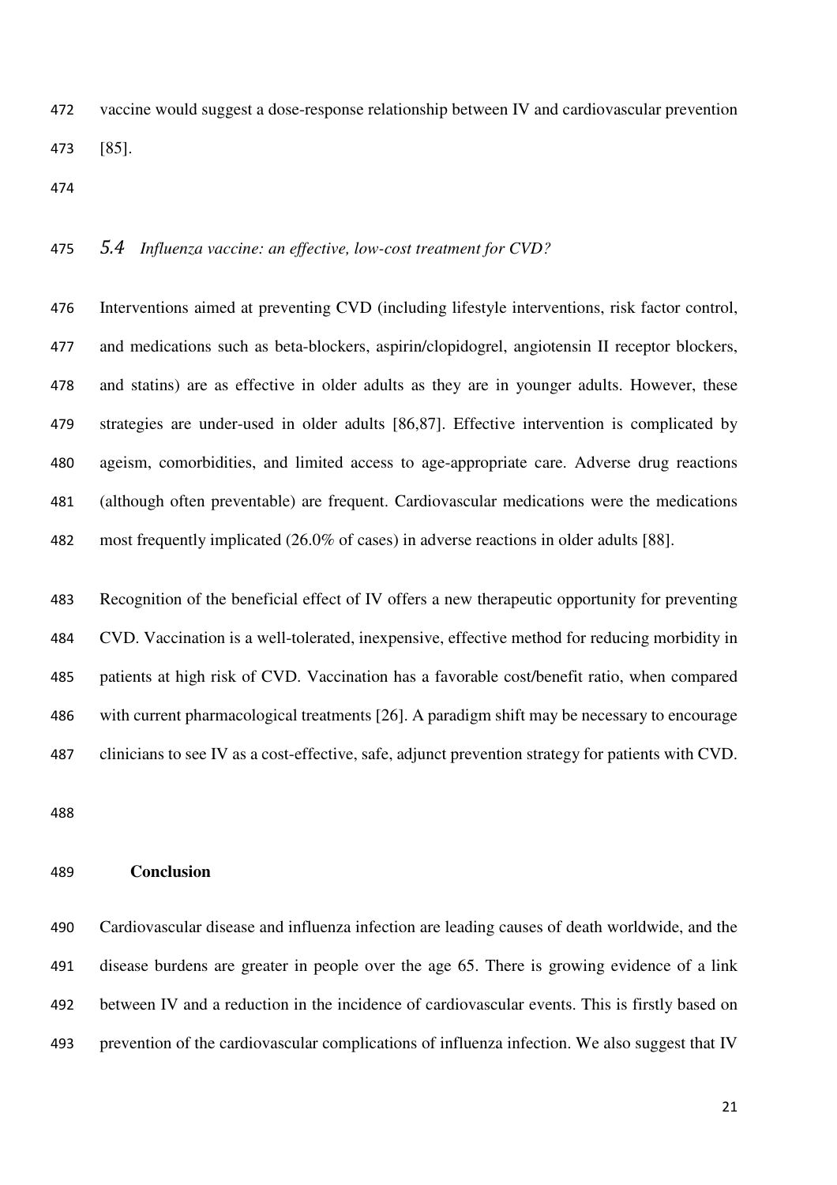vaccine would suggest a dose-response relationship between IV and cardiovascular prevention [85].

### 5.4 *Influenza vaccine: an effective, low-cost treatment for CVD?*

Interventions aimed at preventing CVD (including lifestyle interventions, risk factor control, and medications such as beta-blockers, aspirin/clopidogrel, angiotensin II receptor blockers, and statins) are as effective in older adults as they are in younger adults. However, these strategies are under-used in older adults [86,87]. Effective intervention is complicated by ageism, comorbidities, and limited access to age-appropriate care. Adverse drug reactions (although often preventable) are frequent. Cardiovascular medications were the medications most frequently implicated (26.0% of cases) in adverse reactions in older adults [88].

Recognition of the beneficial effect of IV offers a new therapeutic opportunity for preventing CVD. Vaccination is a well-tolerated, inexpensive, effective method for reducing morbidity in patients at high risk of CVD. Vaccination has a favorable cost/benefit ratio, when compared with current pharmacological treatments [26]. A paradigm shift may be necessary to encourage clinicians to see IV as a cost-effective, safe, adjunct prevention strategy for patients with CVD.

## Conclusion

Cardiovascular disease and influenza infection are leading causes of death worldwide, and the disease burdens are greater in people over the age 65. There is growing evidence of a link between IV and a reduction in the incidence of cardiovascular events. This is firstly based on prevention of the cardiovascular complications of influenza infection. We also suggest that IV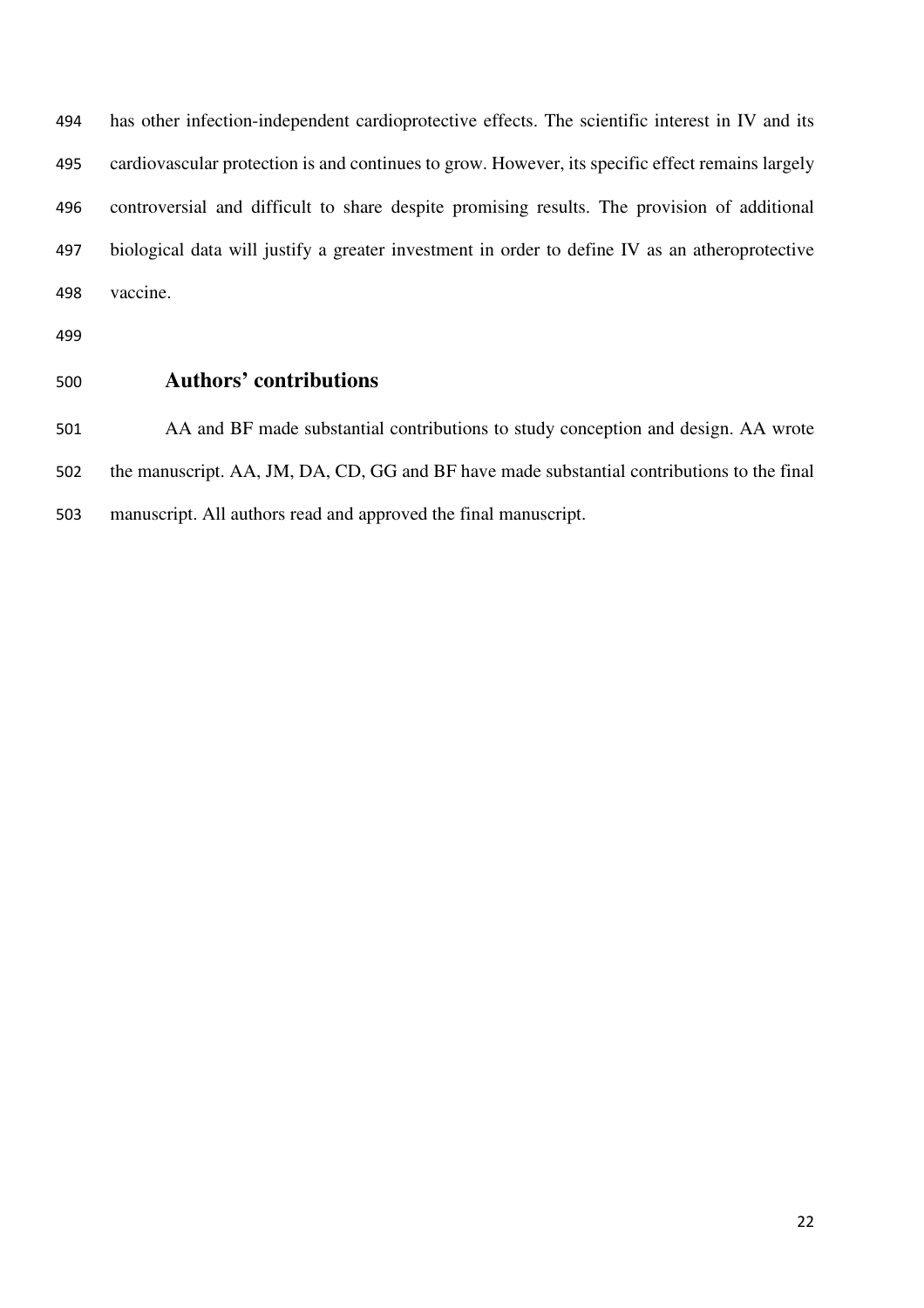has other infection-independent cardioprotective effects. The scientific interest in IV and its cardiovascular protection is and continues to grow. However, its specific effect remains largely controversial and difficult to share despite promising results. The provision of additional biological data will justify a greater investment in order to define IV as an atheroprotective vaccine.

## Authors' contributions

AA and BF made substantial contributions to study conception and design. AA wrote the manuscript. AA, JM, DA, CD, GG and BF have made substantial contributions to the final manuscript. All authors read and approved the final manuscript.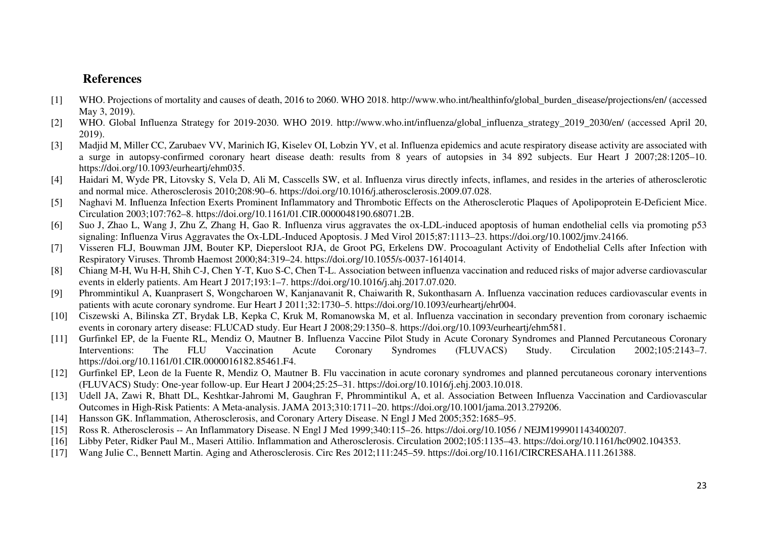## References

[1] WHO. Projections of mortality and causes of death, 2016 to 2060. WHO 2018. http://www.who.int/healthinfo/global_burden_disease/projections/en/ (accessed May 3, 2019).

[2] WHO. Global Influenza Strategy for 2019-2030. WHO 2019. http://www.who.int/influenza/global_influenza_strategy_2019_2030/en/ (accessed April 20, 2019).

[3] Madjid M, Miller CC, Zarubaev VV, Marinich IG, Kiselev OI, Lobzin YV, et al. Influenza epidemics and acute respiratory disease activity are associated with a surge in autopsy-confirmed coronary heart disease death: results from 8 years of autopsies in 34 892 subjects. Eur Heart J 2007;28:1205–10. https://doi.org/10.1093/eurheartj/ehm035.

[4] Haidari M, Wyde PR, Litovsky S, Vela D, Ali M, Casscells SW, et al. Influenza virus directly infects, inflames, and resides in the arteries of atherosclerotic and normal mice. Atherosclerosis 2010;208:90–6. https://doi.org/10.1016/j.atherosclerosis.2009.07.028.

[5] Naghavi M. Influenza Infection Exerts Prominent Inflammatory and Thrombotic Effects on the Atherosclerotic Plaques of Apolipoprotein E-Deficient Mice. Circulation 2003;107:762–8. https://doi.org/10.1161/01.CIR.0000048190.68071.2B.

[6] Suo J, Zhao L, Wang J, Zhu Z, Zhang H, Gao R. Influenza virus aggravates the ox-LDL-induced apoptosis of human endothelial cells via promoting p53 signaling: Influenza Virus Aggravates the Ox-LDL-Induced Apoptosis. J Med Virol 2015;87:1113–23. https://doi.org/10.1002/jmv.24166.

[7] Visseren FLJ, Bouwman JJM, Bouter KP, Diepersloot RJA, de Groot PG, Erkelens DW. Procoagulant Activity of Endothelial Cells after Infection with Respiratory Viruses. Thromb Haemost 2000;84:319–24. https://doi.org/10.1055/s-0037-1614014.

[8] Chiang M-H, Wu H-H, Shih C-J, Chen Y-T, Kuo S-C, Chen T-L. Association between influenza vaccination and reduced risks of major adverse cardiovascular events in elderly patients. Am Heart J 2017;193:1–7. https://doi.org/10.1016/j.ahj.2017.07.020.

[9] Phrommintikul A, Kuanprasert S, Wongcharoen W, Kanjanavanit R, Chaiwarith R, Sukonthasarn A. Influenza vaccination reduces cardiovascular events in patients with acute coronary syndrome. Eur Heart J 2011;32:1730–5. https://doi.org/10.1093/eurheartj/ehr004.

[10] Ciszewski A, Bilinska ZT, Brydak LB, Kepka C, Kruk M, Romanowska M, et al. Influenza vaccination in secondary prevention from coronary ischaemic events in coronary artery disease: FLUCAD study. Eur Heart J 2008;29:1350–8. https://doi.org/10.1093/eurheartj/ehm581.

[11] Gurfinkel EP, de la Fuente RL, Mendiz O, Mautner B. Influenza Vaccine Pilot Study in Acute Coronary Syndromes and Planned Percutaneous Coronary Interventions: The FLU Vaccination Acute Coronary Syndromes (FLUVACS) Study. Circulation 2002;105:2143–7. https://doi.org/10.1161/01.CIR.0000016182.85461.F4.

[12] Gurfinkel EP, Leon de la Fuente R, Mendiz O, Mautner B. Flu vaccination in acute coronary syndromes and planned percutaneous coronary interventions (FLUVACS) Study: One-year follow-up. Eur Heart J 2004;25:25–31. https://doi.org/10.1016/j.ehj.2003.10.018.

[13] Udell JA, Zawi R, Bhatt DL, Keshtkar-Jahromi M, Gaughran F, Phrommintikul A, et al. Association Between Influenza Vaccination and Cardiovascular Outcomes in High-Risk Patients: A Meta-analysis. JAMA 2013;310:1711–20. https://doi.org/10.1001/jama.2013.279206.

[14] Hansson GK. Inflammation, Atherosclerosis, and Coronary Artery Disease. N Engl J Med 2005;352:1685–95.

[15] Ross R. Atherosclerosis -- An Inflammatory Disease. N Engl J Med 1999;340:115–26. https://doi.org/10.1056 / NEJM199901143400207.

[16] Libby Peter, Ridker Paul M., Maseri Attilio. Inflammation and Atherosclerosis. Circulation 2002;105:1135–43. https://doi.org/10.1161/hc0902.104353.

[17] Wang Julie C., Bennett Martin. Aging and Atherosclerosis. Circ Res 2012;111:245–59. https://doi.org/10.1161/CIRCRESAHA.111.261388.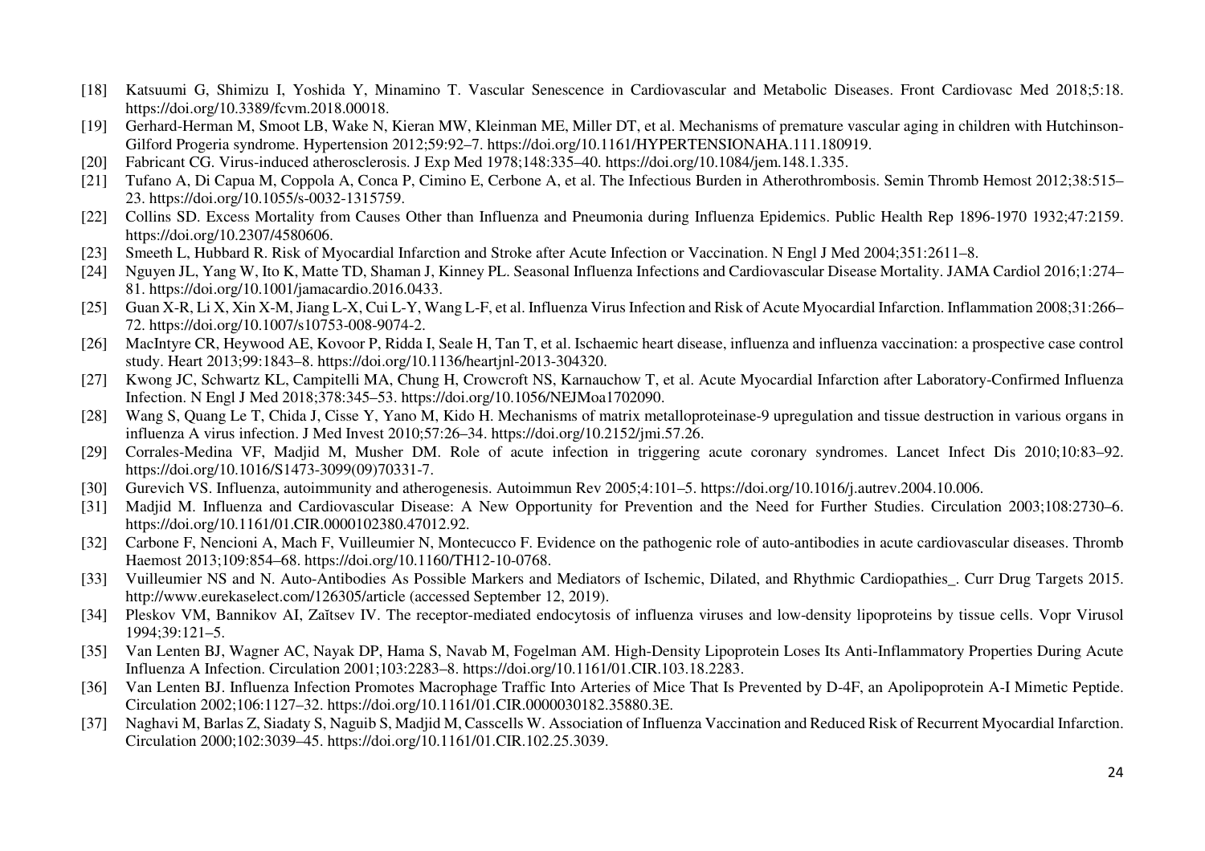[18] Katsuumi G, Shimizu I, Yoshida Y, Minamino T. Vascular Senescence in Cardiovascular and Metabolic Diseases. Front Cardiovasc Med 2018;5:18. https://doi.org/10.3389/fcvm.2018.00018.

[19] Gerhard-Herman M, Smoot LB, Wake N, Kieran MW, Kleinman ME, Miller DT, et al. Mechanisms of premature vascular aging in children with Hutchinson-Gilford Progeria syndrome. Hypertension 2012;59:92–7. https://doi.org/10.1161/HYPERTENSIONAHA.111.180919.

[20] Fabricant CG. Virus-induced atherosclerosis. J Exp Med 1978;148:335–40. https://doi.org/10.1084/jem.148.1.335.

[21] Tufano A, Di Capua M, Coppola A, Conca P, Cimino E, Cerbone A, et al. The Infectious Burden in Atherothrombosis. Semin Thromb Hemost 2012;38:515–23. https://doi.org/10.1055/s-0032-1315759.

[22] Collins SD. Excess Mortality from Causes Other than Influenza and Pneumonia during Influenza Epidemics. Public Health Rep 1896-1970 1932;47:2159. https://doi.org/10.2307/4580606.

[23] Smeeth L, Hubbard R. Risk of Myocardial Infarction and Stroke after Acute Infection or Vaccination. N Engl J Med 2004;351:2611–8.

[24] Nguyen JL, Yang W, Ito K, Matte TD, Shaman J, Kinney PL. Seasonal Influenza Infections and Cardiovascular Disease Mortality. JAMA Cardiol 2016;1:274–81. https://doi.org/10.1001/jamacardio.2016.0433.

[25] Guan X-R, Li X, Xin X-M, Jiang L-X, Cui L-Y, Wang L-F, et al. Influenza Virus Infection and Risk of Acute Myocardial Infarction. Inflammation 2008;31:266–72. https://doi.org/10.1007/s10753-008-9074-2.

[26] MacIntyre CR, Heywood AE, Kovoor P, Ridda I, Seale H, Tan T, et al. Ischaemic heart disease, influenza and influenza vaccination: a prospective case control study. Heart 2013;99:1843–8. https://doi.org/10.1136/heartjnl-2013-304320.

[27] Kwong JC, Schwartz KL, Campitelli MA, Chung H, Crowcroft NS, Karnauchow T, et al. Acute Myocardial Infarction after Laboratory-Confirmed Influenza Infection. N Engl J Med 2018;378:345–53. https://doi.org/10.1056/NEJMoa1702090.

[28] Wang S, Quang Le T, Chida J, Cisse Y, Yano M, Kido H. Mechanisms of matrix metalloproteinase-9 upregulation and tissue destruction in various organs in influenza A virus infection. J Med Invest 2010;57:26–34. https://doi.org/10.2152/jmi.57.26.

[29] Corrales-Medina VF, Madjid M, Musher DM. Role of acute infection in triggering acute coronary syndromes. Lancet Infect Dis 2010;10:83–92. https://doi.org/10.1016/S1473-3099(09)70331-7.

[30] Gurevich VS. Influenza, autoimmunity and atherogenesis. Autoimmun Rev 2005;4:101–5. https://doi.org/10.1016/j.autrev.2004.10.006.

[31] Madjid M. Influenza and Cardiovascular Disease: A New Opportunity for Prevention and the Need for Further Studies. Circulation 2003;108:2730–6. https://doi.org/10.1161/01.CIR.0000102380.47012.92.

[32] Carbone F, Nencioni A, Mach F, Vuilleumier N, Montecucco F. Evidence on the pathogenic role of auto-antibodies in acute cardiovascular diseases. Thromb Haemost 2013;109:854–68. https://doi.org/10.1160/TH12-10-0768.

[33] Vuilleumier NS and N. Auto-Antibodies As Possible Markers and Mediators of Ischemic, Dilated, and Rhythmic Cardiopathies_. Curr Drug Targets 2015. http://www.eurekaselect.com/126305/article (accessed September 12, 2019).

[34] Pleskov VM, Bannikov AI, Zaĭtsev IV. The receptor-mediated endocytosis of influenza viruses and low-density lipoproteins by tissue cells. Vopr Virusol 1994;39:121–5.

[35] Van Lenten BJ, Wagner AC, Nayak DP, Hama S, Navab M, Fogelman AM. High-Density Lipoprotein Loses Its Anti-Inflammatory Properties During Acute Influenza A Infection. Circulation 2001;103:2283–8. https://doi.org/10.1161/01.CIR.103.18.2283.

[36] Van Lenten BJ. Influenza Infection Promotes Macrophage Traffic Into Arteries of Mice That Is Prevented by D-4F, an Apolipoprotein A-I Mimetic Peptide. Circulation 2002;106:1127–32. https://doi.org/10.1161/01.CIR.0000030182.35880.3E.

[37] Naghavi M, Barlas Z, Siadaty S, Naguib S, Madjid M, Casscells W. Association of Influenza Vaccination and Reduced Risk of Recurrent Myocardial Infarction. Circulation 2000;102:3039–45. https://doi.org/10.1161/01.CIR.102.25.3039.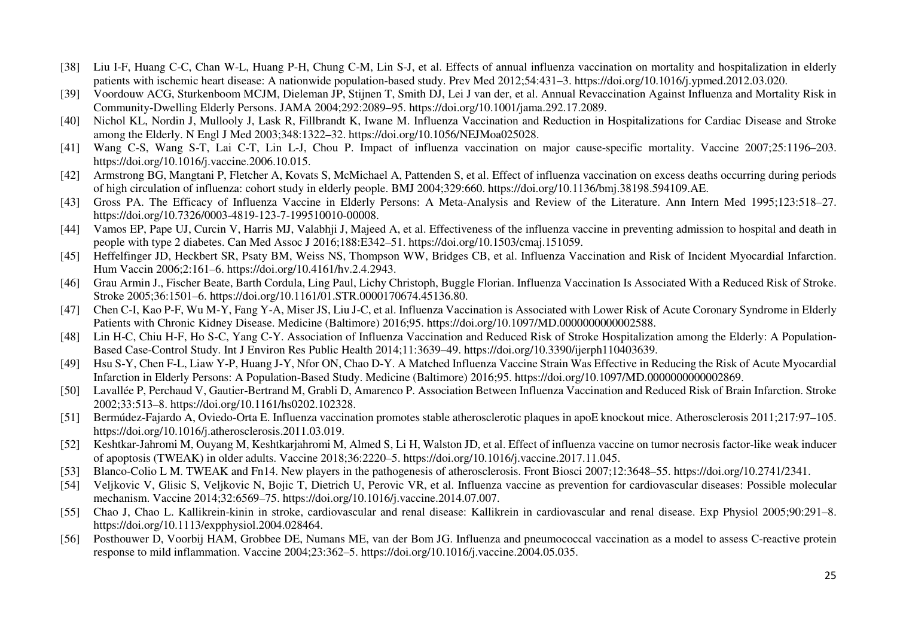[38] Liu I-F, Huang C-C, Chan W-L, Huang P-H, Chung C-M, Lin S-J, et al. Effects of annual influenza vaccination on mortality and hospitalization in elderly patients with ischemic heart disease: A nationwide population-based study. Prev Med 2012;54:431–3. https://doi.org/10.1016/j.ypmed.2012.03.020.

[39] Voordouw ACG, Sturkenboom MCJM, Dieleman JP, Stijnen T, Smith DJ, Lei J van der, et al. Annual Revaccination Against Influenza and Mortality Risk in Community-Dwelling Elderly Persons. JAMA 2004;292:2089–95. https://doi.org/10.1001/jama.292.17.2089.

[40] Nichol KL, Nordin J, Mullooly J, Lask R, Fillbrandt K, Iwane M. Influenza Vaccination and Reduction in Hospitalizations for Cardiac Disease and Stroke among the Elderly. N Engl J Med 2003;348:1322–32. https://doi.org/10.1056/NEJMoa025028.

[41] Wang C-S, Wang S-T, Lai C-T, Lin L-J, Chou P. Impact of influenza vaccination on major cause-specific mortality. Vaccine 2007;25:1196–203. https://doi.org/10.1016/j.vaccine.2006.10.015.

[42] Armstrong BG, Mangtani P, Fletcher A, Kovats S, McMichael A, Pattenden S, et al. Effect of influenza vaccination on excess deaths occurring during periods of high circulation of influenza: cohort study in elderly people. BMJ 2004;329:660. https://doi.org/10.1136/bmj.38198.594109.AE.

[43] Gross PA. The Efficacy of Influenza Vaccine in Elderly Persons: A Meta-Analysis and Review of the Literature. Ann Intern Med 1995;123:518–27. https://doi.org/10.7326/0003-4819-123-7-199510010-00008.

[44] Vamos EP, Pape UJ, Curcin V, Harris MJ, Valabhji J, Majeed A, et al. Effectiveness of the influenza vaccine in preventing admission to hospital and death in people with type 2 diabetes. Can Med Assoc J 2016;188:E342–51. https://doi.org/10.1503/cmaj.151059.

[45] Heffelfinger JD, Heckbert SR, Psaty BM, Weiss NS, Thompson WW, Bridges CB, et al. Influenza Vaccination and Risk of Incident Myocardial Infarction. Hum Vaccin 2006;2:161–6. https://doi.org/10.4161/hv.2.4.2943.

[46] Grau Armin J., Fischer Beate, Barth Cordula, Ling Paul, Lichy Christoph, Buggle Florian. Influenza Vaccination Is Associated With a Reduced Risk of Stroke. Stroke 2005;36:1501–6. https://doi.org/10.1161/01.STR.0000170674.45136.80.

[47] Chen C-I, Kao P-F, Wu M-Y, Fang Y-A, Miser JS, Liu J-C, et al. Influenza Vaccination is Associated with Lower Risk of Acute Coronary Syndrome in Elderly Patients with Chronic Kidney Disease. Medicine (Baltimore) 2016;95. https://doi.org/10.1097/MD.0000000000002588.

[48] Lin H-C, Chiu H-F, Ho S-C, Yang C-Y. Association of Influenza Vaccination and Reduced Risk of Stroke Hospitalization among the Elderly: A Population-Based Case-Control Study. Int J Environ Res Public Health 2014;11:3639–49. https://doi.org/10.3390/ijerph110403639.

[49] Hsu S-Y, Chen F-L, Liaw Y-P, Huang J-Y, Nfor ON, Chao D-Y. A Matched Influenza Vaccine Strain Was Effective in Reducing the Risk of Acute Myocardial Infarction in Elderly Persons: A Population-Based Study. Medicine (Baltimore) 2016;95. https://doi.org/10.1097/MD.0000000000002869.

[50] Lavallée P, Perchaud V, Gautier-Bertrand M, Grabli D, Amarenco P. Association Between Influenza Vaccination and Reduced Risk of Brain Infarction. Stroke 2002;33:513–8. https://doi.org/10.1161/hs0202.102328.

[51] Bermúdez-Fajardo A, Oviedo-Orta E. Influenza vaccination promotes stable atherosclerotic plaques in apoE knockout mice. Atherosclerosis 2011;217:97–105. https://doi.org/10.1016/j.atherosclerosis.2011.03.019.

[52] Keshtkar-Jahromi M, Ouyang M, Keshtkarjahromi M, Almed S, Li H, Walston JD, et al. Effect of influenza vaccine on tumor necrosis factor-like weak inducer of apoptosis (TWEAK) in older adults. Vaccine 2018;36:2220–5. https://doi.org/10.1016/j.vaccine.2017.11.045.

[53] Blanco-Colio L M. TWEAK and Fn14. New players in the pathogenesis of atherosclerosis. Front Biosci 2007;12:3648–55. https://doi.org/10.2741/2341.

[54] Veljkovic V, Glisic S, Veljkovic N, Bojic T, Dietrich U, Perovic VR, et al. Influenza vaccine as prevention for cardiovascular diseases: Possible molecular mechanism. Vaccine 2014;32:6569–75. https://doi.org/10.1016/j.vaccine.2014.07.007.

[55] Chao J, Chao L. Kallikrein-kinin in stroke, cardiovascular and renal disease: Kallikrein in cardiovascular and renal disease. Exp Physiol 2005;90:291–8. https://doi.org/10.1113/expphysiol.2004.028464.

[56] Posthouwer D, Voorbij HAM, Grobbee DE, Numans ME, van der Bom JG. Influenza and pneumococcal vaccination as a model to assess C-reactive protein response to mild inflammation. Vaccine 2004;23:362–5. https://doi.org/10.1016/j.vaccine.2004.05.035.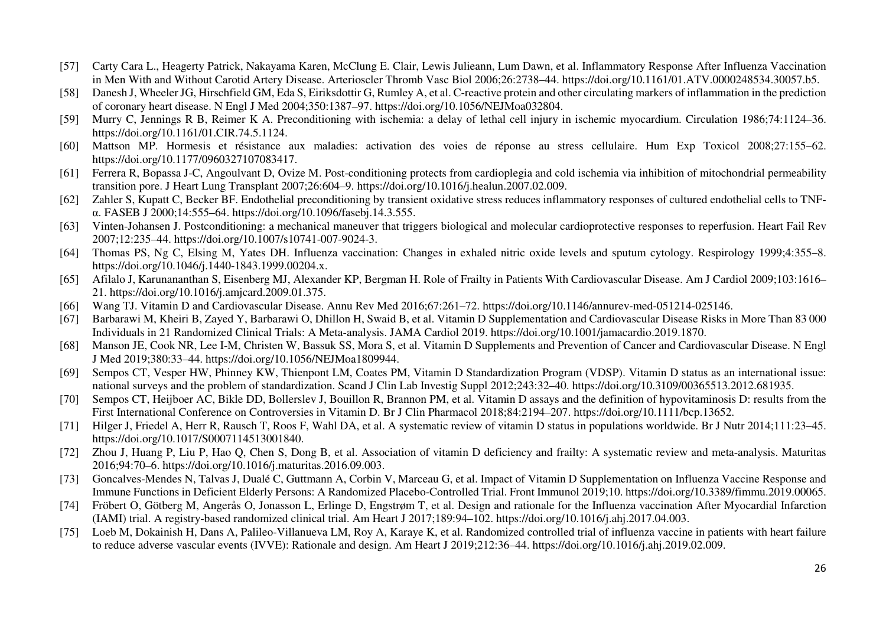[57] Carty Cara L., Heagerty Patrick, Nakayama Karen, McClung E. Clair, Lewis Julieann, Lum Dawn, et al. Inflammatory Response After Influenza Vaccination in Men With and Without Carotid Artery Disease. Arterioscler Thromb Vasc Biol 2006;26:2738–44. https://doi.org/10.1161/01.ATV.0000248534.30057.b5.

[58] Danesh J, Wheeler JG, Hirschfield GM, Eda S, Eiriksdottir G, Rumley A, et al. C-reactive protein and other circulating markers of inflammation in the prediction of coronary heart disease. N Engl J Med 2004;350:1387–97. https://doi.org/10.1056/NEJMoa032804.

[59] Murry C, Jennings R B, Reimer K A. Preconditioning with ischemia: a delay of lethal cell injury in ischemic myocardium. Circulation 1986;74:1124–36. https://doi.org/10.1161/01.CIR.74.5.1124.

[60] Mattson MP. Hormesis et résistance aux maladies: activation des voies de réponse au stress cellulaire. Hum Exp Toxicol 2008;27:155–62. https://doi.org/10.1177/0960327107083417.

[61] Ferrera R, Bopassa J-C, Angoulvant D, Ovize M. Post-conditioning protects from cardioplegia and cold ischemia via inhibition of mitochondrial permeability transition pore. J Heart Lung Transplant 2007;26:604–9. https://doi.org/10.1016/j.healun.2007.02.009.

[62] Zahler S, Kupatt C, Becker BF. Endothelial preconditioning by transient oxidative stress reduces inflammatory responses of cultured endothelial cells to TNF-α. FASEB J 2000;14:555–64. https://doi.org/10.1096/fasebj.14.3.555.

[63] Vinten-Johansen J. Postconditioning: a mechanical maneuver that triggers biological and molecular cardioprotective responses to reperfusion. Heart Fail Rev 2007;12:235–44. https://doi.org/10.1007/s10741-007-9024-3.

[64] Thomas PS, Ng C, Elsing M, Yates DH. Influenza vaccination: Changes in exhaled nitric oxide levels and sputum cytology. Respirology 1999;4:355–8. https://doi.org/10.1046/j.1440-1843.1999.00204.x.

[65] Afilalo J, Karunananthan S, Eisenberg MJ, Alexander KP, Bergman H. Role of Frailty in Patients With Cardiovascular Disease. Am J Cardiol 2009;103:1616–21. https://doi.org/10.1016/j.amjcard.2009.01.375.

[66] Wang TJ. Vitamin D and Cardiovascular Disease. Annu Rev Med 2016;67:261–72. https://doi.org/10.1146/annurev-med-051214-025146.

[67] Barbarawi M, Kheiri B, Zayed Y, Barbarawi O, Dhillon H, Swaid B, et al. Vitamin D Supplementation and Cardiovascular Disease Risks in More Than 83 000 Individuals in 21 Randomized Clinical Trials: A Meta-analysis. JAMA Cardiol 2019. https://doi.org/10.1001/jamacardio.2019.1870.

[68] Manson JE, Cook NR, Lee I-M, Christen W, Bassuk SS, Mora S, et al. Vitamin D Supplements and Prevention of Cancer and Cardiovascular Disease. N Engl J Med 2019;380:33–44. https://doi.org/10.1056/NEJMoa1809944.

[69] Sempos CT, Vesper HW, Phinney KW, Thienpont LM, Coates PM, Vitamin D Standardization Program (VDSP). Vitamin D status as an international issue: national surveys and the problem of standardization. Scand J Clin Lab Investig Suppl 2012;243:32–40. https://doi.org/10.3109/00365513.2012.681935.

[70] Sempos CT, Heijboer AC, Bikle DD, Bollerslev J, Bouillon R, Brannon PM, et al. Vitamin D assays and the definition of hypovitaminosis D: results from the First International Conference on Controversies in Vitamin D. Br J Clin Pharmacol 2018;84:2194–207. https://doi.org/10.1111/bcp.13652.

[71] Hilger J, Friedel A, Herr R, Rausch T, Roos F, Wahl DA, et al. A systematic review of vitamin D status in populations worldwide. Br J Nutr 2014;111:23–45. https://doi.org/10.1017/S0007114513001840.

[72] Zhou J, Huang P, Liu P, Hao Q, Chen S, Dong B, et al. Association of vitamin D deficiency and frailty: A systematic review and meta-analysis. Maturitas 2016;94:70–6. https://doi.org/10.1016/j.maturitas.2016.09.003.

[73] Goncalves-Mendes N, Talvas J, Dualé C, Guttmann A, Corbin V, Marceau G, et al. Impact of Vitamin D Supplementation on Influenza Vaccine Response and Immune Functions in Deficient Elderly Persons: A Randomized Placebo-Controlled Trial. Front Immunol 2019;10. https://doi.org/10.3389/fimmu.2019.00065.

[74] Fröbert O, Götberg M, Angerås O, Jonasson L, Erlinge D, Engstrøm T, et al. Design and rationale for the Influenza vaccination After Myocardial Infarction (IAMI) trial. A registry-based randomized clinical trial. Am Heart J 2017;189:94–102. https://doi.org/10.1016/j.ahj.2017.04.003.

[75] Loeb M, Dokainish H, Dans A, Palileo-Villanueva LM, Roy A, Karaye K, et al. Randomized controlled trial of influenza vaccine in patients with heart failure to reduce adverse vascular events (IVVE): Rationale and design. Am Heart J 2019;212:36–44. https://doi.org/10.1016/j.ahj.2019.02.009.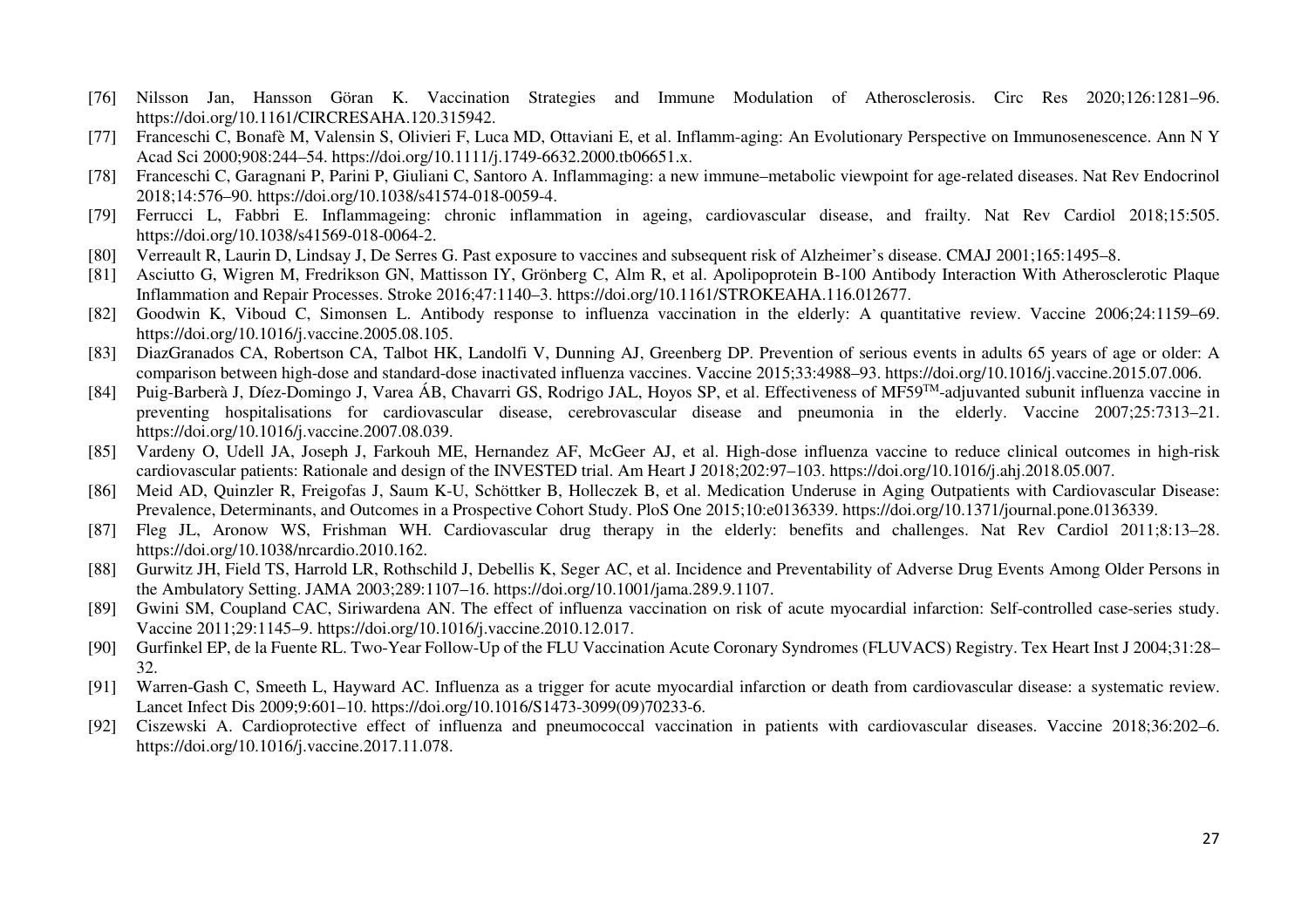[76] Nilsson Jan, Hansson Göran K. Vaccination Strategies and Immune Modulation of Atherosclerosis. Circ Res 2020;126:1281–96. https://doi.org/10.1161/CIRCRESAHA.120.315942.

[77] Franceschi C, Bonafè M, Valensin S, Olivieri F, Luca MD, Ottaviani E, et al. Inflamm-aging: An Evolutionary Perspective on Immunosenescence. Ann N Y Acad Sci 2000;908:244–54. https://doi.org/10.1111/j.1749-6632.2000.tb06651.x.

[78] Franceschi C, Garagnani P, Parini P, Giuliani C, Santoro A. Inflammaging: a new immune–metabolic viewpoint for age-related diseases. Nat Rev Endocrinol 2018;14:576–90. https://doi.org/10.1038/s41574-018-0059-4.

[79] Ferrucci L, Fabbri E. Inflammageing: chronic inflammation in ageing, cardiovascular disease, and frailty. Nat Rev Cardiol 2018;15:505. https://doi.org/10.1038/s41569-018-0064-2.

[80] Verreault R, Laurin D, Lindsay J, De Serres G. Past exposure to vaccines and subsequent risk of Alzheimer's disease. CMAJ 2001;165:1495–8.

[81] Asciutto G, Wigren M, Fredrikson GN, Mattisson IY, Grönberg C, Alm R, et al. Apolipoprotein B-100 Antibody Interaction With Atherosclerotic Plaque Inflammation and Repair Processes. Stroke 2016;47:1140–3. https://doi.org/10.1161/STROKEAHA.116.012677.

[82] Goodwin K, Viboud C, Simonsen L. Antibody response to influenza vaccination in the elderly: A quantitative review. Vaccine 2006;24:1159–69. https://doi.org/10.1016/j.vaccine.2005.08.105.

[83] DiazGranados CA, Robertson CA, Talbot HK, Landolfi V, Dunning AJ, Greenberg DP. Prevention of serious events in adults 65 years of age or older: A comparison between high-dose and standard-dose inactivated influenza vaccines. Vaccine 2015;33:4988–93. https://doi.org/10.1016/j.vaccine.2015.07.006.

[84] Puig-Barberà J, Díez-Domingo J, Varea ÁB, Chavarri GS, Rodrigo JAL, Hoyos SP, et al. Effectiveness of MF59™-adjuvanted subunit influenza vaccine in preventing hospitalisations for cardiovascular disease, cerebrovascular disease and pneumonia in the elderly. Vaccine 2007;25:7313–21. https://doi.org/10.1016/j.vaccine.2007.08.039.

[85] Vardeny O, Udell JA, Joseph J, Farkouh ME, Hernandez AF, McGeer AJ, et al. High-dose influenza vaccine to reduce clinical outcomes in high-risk cardiovascular patients: Rationale and design of the INVESTED trial. Am Heart J 2018;202:97–103. https://doi.org/10.1016/j.ahj.2018.05.007.

[86] Meid AD, Quinzler R, Freigofas J, Saum K-U, Schöttker B, Holleczek B, et al. Medication Underuse in Aging Outpatients with Cardiovascular Disease: Prevalence, Determinants, and Outcomes in a Prospective Cohort Study. PloS One 2015;10:e0136339. https://doi.org/10.1371/journal.pone.0136339.

[87] Fleg JL, Aronow WS, Frishman WH. Cardiovascular drug therapy in the elderly: benefits and challenges. Nat Rev Cardiol 2011;8:13–28. https://doi.org/10.1038/nrcardio.2010.162.

[88] Gurwitz JH, Field TS, Harrold LR, Rothschild J, Debellis K, Seger AC, et al. Incidence and Preventability of Adverse Drug Events Among Older Persons in the Ambulatory Setting. JAMA 2003;289:1107–16. https://doi.org/10.1001/jama.289.9.1107.

[89] Gwini SM, Coupland CAC, Siriwardena AN. The effect of influenza vaccination on risk of acute myocardial infarction: Self-controlled case-series study. Vaccine 2011;29:1145–9. https://doi.org/10.1016/j.vaccine.2010.12.017.

[90] Gurfinkel EP, de la Fuente RL. Two-Year Follow-Up of the FLU Vaccination Acute Coronary Syndromes (FLUVACS) Registry. Tex Heart Inst J 2004;31:28–32.

[91] Warren-Gash C, Smeeth L, Hayward AC. Influenza as a trigger for acute myocardial infarction or death from cardiovascular disease: a systematic review. Lancet Infect Dis 2009;9:601–10. https://doi.org/10.1016/S1473-3099(09)70233-6.

[92] Ciszewski A. Cardioprotective effect of influenza and pneumococcal vaccination in patients with cardiovascular diseases. Vaccine 2018;36:202–6. https://doi.org/10.1016/j.vaccine.2017.11.078.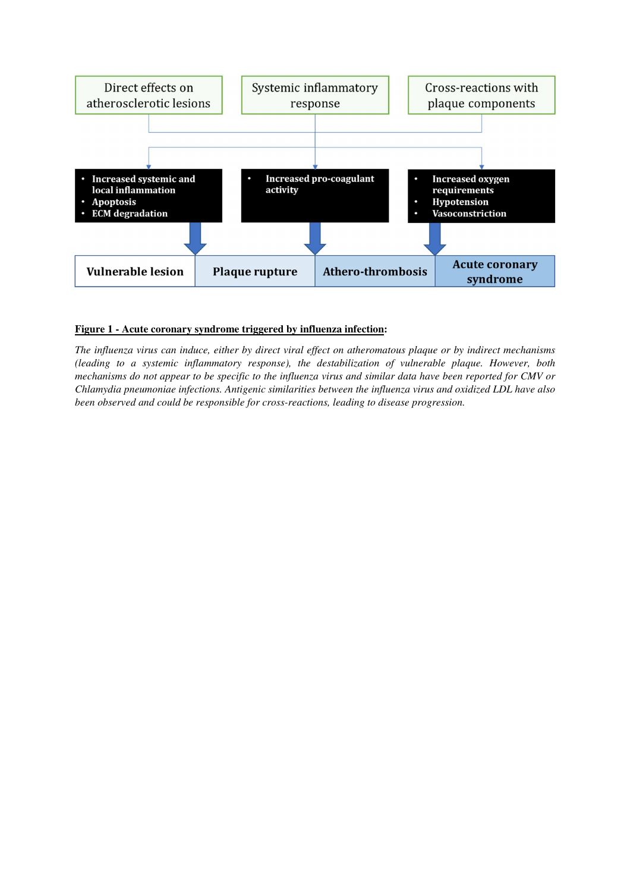Direct effects on atherosclerotic lesions

Systemic inflammatory response

Cross-reactions with plaque components

- **Increased systemic and local inflammation**
- **Apoptosis**
- **ECM degradation**

- **Increased pro-coagulant activity**

- **Increased oxygen requirements**
- **Hypotension**
- **Vasoconstriction**

**Vulnerable lesion** | **Plaque rupture** | **Athero-thrombosis** | **Acute coronary syndrome**

**Figure 1 - Acute coronary syndrome triggered by influenza infection**:

*The influenza virus can induce, either by direct viral effect on atheromatous plaque or by indirect mechanisms (leading to a systemic inflammatory response), the destabilization of vulnerable plaque. However, both mechanisms do not appear to be specific to the influenza virus and similar data have been reported for CMV or Chlamydia pneumoniae infections. Antigenic similarities between the influenza virus and oxidized LDL have also been observed and could be responsible for cross-reactions, leading to disease progression.*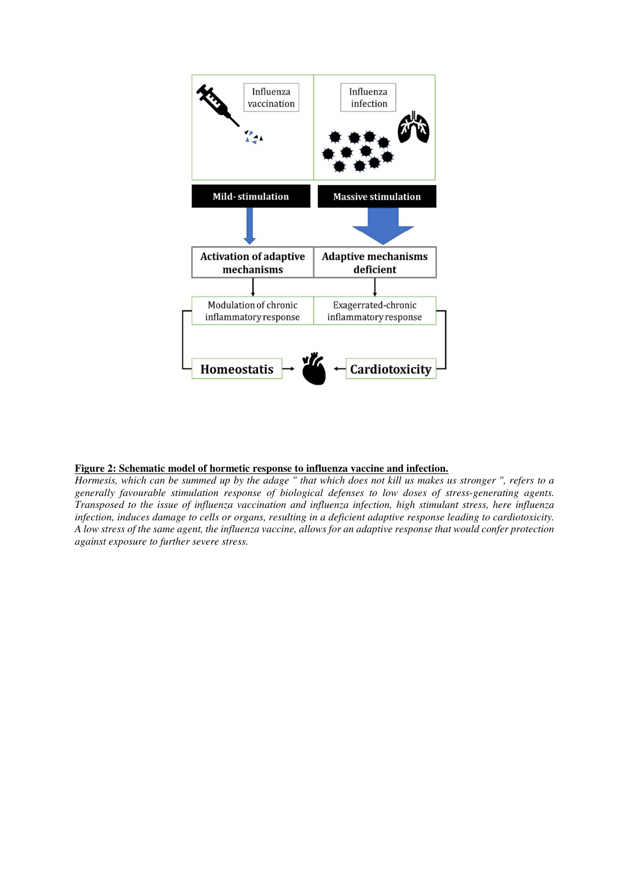**Figure 2: Schematic model of hormetic response to influenza vaccine and infection.**

*Hormesis, which can be summed up by the adage " that which does not kill us makes us stronger ", refers to a generally favourable stimulation response of biological defenses to low doses of stress-generating agents. Transposed to the issue of influenza vaccination and influenza infection, high stimulant stress, here influenza infection, induces damage to cells or organs, resulting in a deficient adaptive response leading to cardiotoxicity. A low stress of the same agent, the influenza vaccine, allows for an adaptive response that would confer protection against exposure to further severe stress.*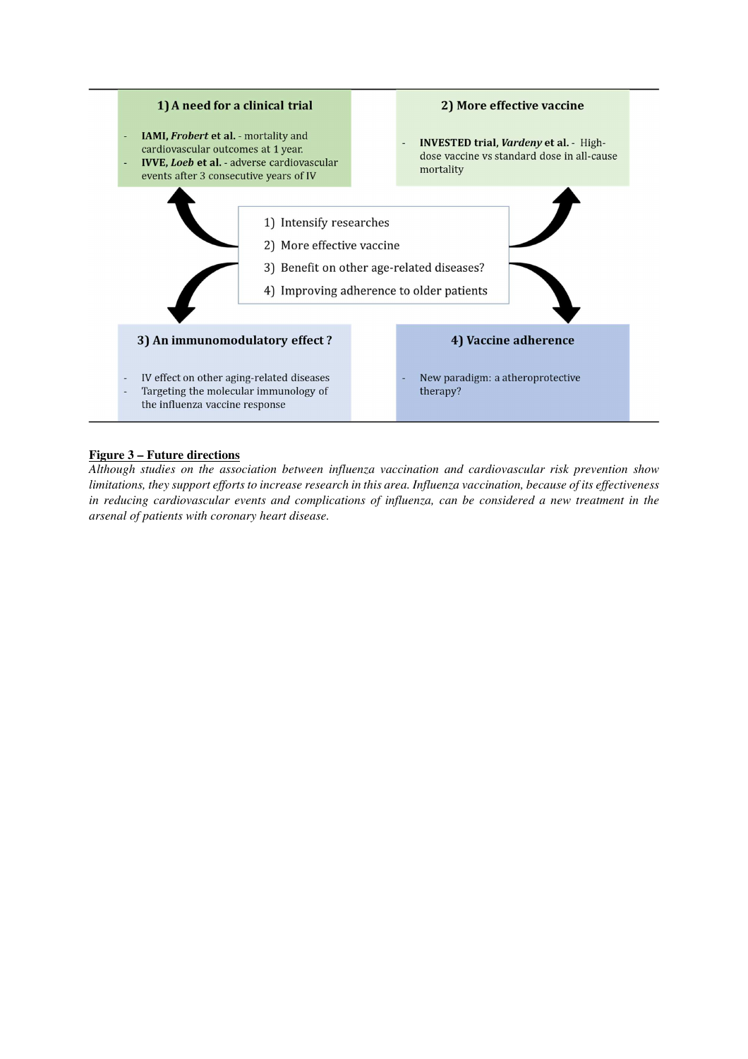**1) A need for a clinical trial**

- **IAMI, *Frobert* et al.** - mortality and cardiovascular outcomes at 1 year.
- **IVVE, *Loeb* et al.** - adverse cardiovascular events after 3 consecutive years of IV

**2) More effective vaccine**

- **INVESTED trial, *Vardeny* et al.** - High-dose vaccine vs standard dose in all-cause mortality

1) Intensify researches
2) More effective vaccine
3) Benefit on other age-related diseases?
4) Improving adherence to older patients

**3) An immunomodulatory effect ?**

- IV effect on other aging-related diseases
- Targeting the molecular immunology of the influenza vaccine response

**4) Vaccine adherence**

- New paradigm: a atheroprotective therapy?

**Figure 3 – Future directions**

*Although studies on the association between influenza vaccination and cardiovascular risk prevention show limitations, they support efforts to increase research in this area. Influenza vaccination, because of its effectiveness in reducing cardiovascular events and complications of influenza, can be considered a new treatment in the arsenal of patients with coronary heart disease.*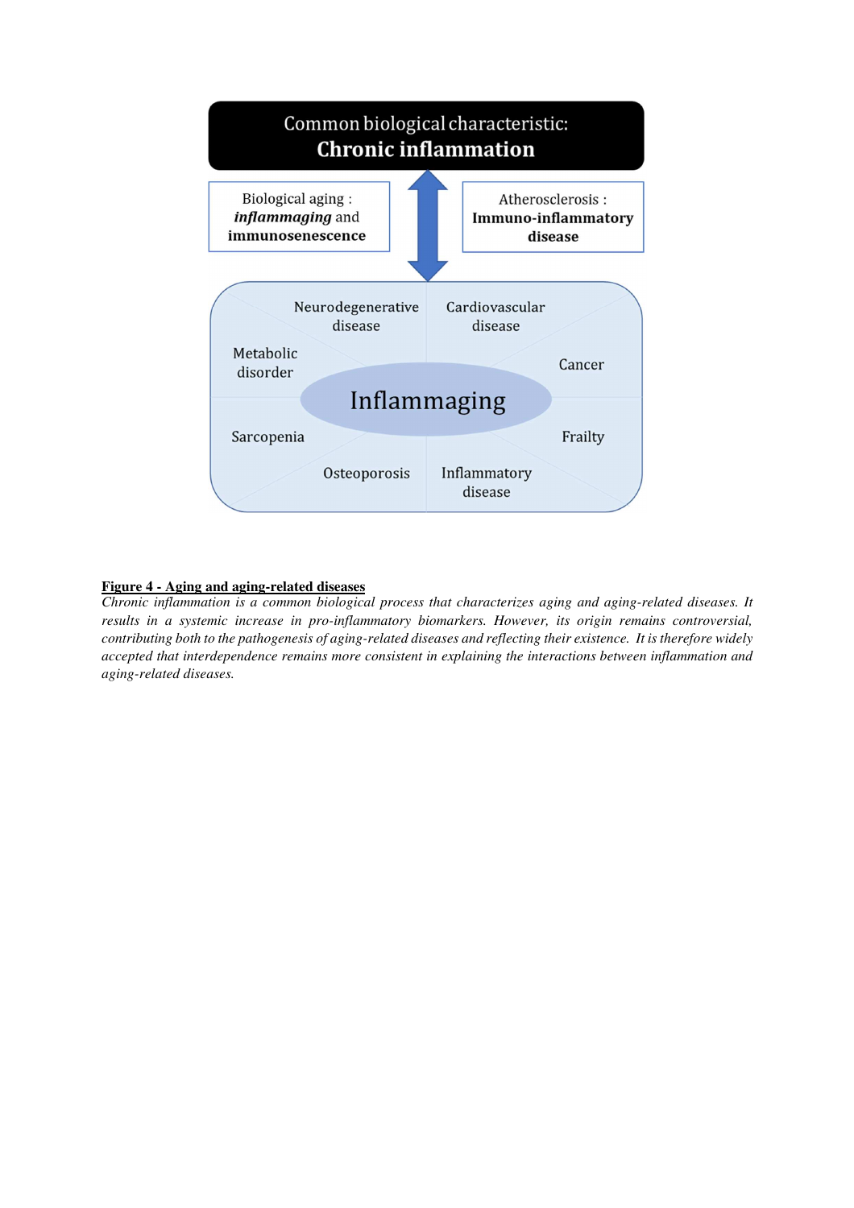Common biological characteristic:
**Chronic inflammation**

Biological aging : ***inflammaging*** and **immunosenescence**

Atherosclerosis : **Immuno-inflammatory disease**

Neurodegenerative disease

Cardiovascular disease

Metabolic disorder

Cancer

Inflammaging

Sarcopenia

Frailty

Osteoporosis

Inflammatory disease

**Figure 4 - Aging and aging-related diseases**

*Chronic inflammation is a common biological process that characterizes aging and aging-related diseases. It results in a systemic increase in pro-inflammatory biomarkers. However, its origin remains controversial, contributing both to the pathogenesis of aging-related diseases and reflecting their existence. It is therefore widely accepted that interdependence remains more consistent in explaining the interactions between inflammation and aging-related diseases.*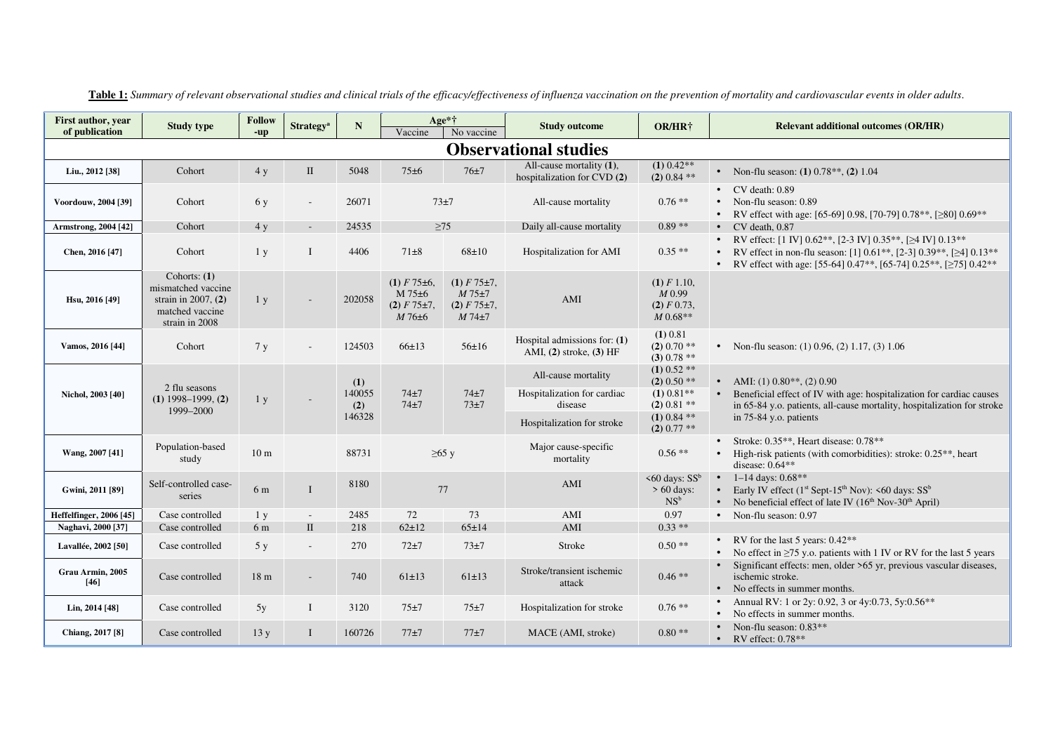**Table 1:** *Summary of relevant observational studies and clinical trials of the efficacy/effectiveness of influenza vaccination on the prevention of mortality and cardiovascular events in older adults.*

| First author, year of publication | Study type | Follow -up | Strategy[a] | N | Age*† | | Study outcome | OR/HR† | Relevant additional outcomes (OR/HR) |
|---|---|---|---|---|---|---|---|---|---|
| | | | | | Vaccine | No vaccine | | | |
| **Observational studies** | | | | | | | | | |
| Liu., 2012 [38] | Cohort | 4 y | II | 5048 | 75±6 | 76±7 | All-cause mortality **(1)**, hospitalization for CVD **(2)** | **(1)** 0.42** **(2)** 0.84 ** | • Non-flu season: **(1)** 0.78**, **(2)** 1.04 |
| Voordouw, 2004 [39] | Cohort | 6 y | - | 26071 | 73±7 | | All-cause mortality | 0.76 ** | • CV death: 0.89 • Non-flu season: 0.89 • RV effect with age: [65-69] 0.98, [70-79] 0.78**, [≥80] 0.69** |
| Armstrong, 2004 [42] | Cohort | 4 y | - | 24535 | ≥75 | | Daily all-cause mortality | 0.89 ** | • CV death, 0.87 |
| Chen, 2016 [47] | Cohort | 1 y | I | 4406 | 71±8 | 68±10 | Hospitalization for AMI | 0.35 ** | • RV effect: [1 IV] 0.62**, [2-3 IV] 0.35**, [≥4 IV] 0.13** • RV effect in non-flu season: [1] 0.61**, [2-3] 0.39**, [≥4] 0.13** • RV effect with age: [55-64] 0.47**, [65-74] 0.25**, [≥75] 0.42** |
| Hsu, 2016 [49] | Cohorts: **(1)** mismatched vaccine strain in 2007, **(2)** matched vaccine strain in 2008 | 1 y | - | 202058 | **(1)** *F* 75±6, M 75±6 **(2)** *F* 75±7, *M* 76±6 | **(1)** *F* 75±7, *M* 75±7 **(2)** *F* 75±7, *M* 74±7 | AMI | **(1)** *F* 1.10, *M* 0.99 **(2)** *F* 0.73, *M* 0.68** | |
| Vamos, 2016 [44] | Cohort | 7 y | - | 124503 | 66±13 | 56±16 | Hospital admissions for: **(1)** AMI, **(2)** stroke, **(3)** HF | **(1)** 0.81 **(2)** 0.70 ** **(3)** 0.78 ** | • Non-flu season: (1) 0.96, (2) 1.17, (3) 1.06 |
| Nichol, 2003 [40] | 2 flu seasons **(1)** 1998–1999, **(2)** 1999–2000 | 1 y | - | **(1)** 140055 **(2)** 146328 | 74±7 74±7 | 74±7 73±7 | All-cause mortality | **(1)** 0.52 ** **(2)** 0.50 ** | • AMI: (1) 0.80**, (2) 0.90 • Beneficial effect of IV with age: hospitalization for cardiac causes in 65-84 y.o. patients, all-cause mortality, hospitalization for stroke in 75-84 y.o. patients |
| | | | | | | | Hospitalization for cardiac disease | **(1)** 0.81** **(2)** 0.81 ** | |
| | | | | | | | Hospitalization for stroke | **(1)** 0.84 ** **(2)** 0.77 ** | |
| Wang, 2007 [41] | Population-based study | 10 m | | 88731 | ≥65 y | | Major cause-specific mortality | 0.56 ** | • Stroke: 0.35**, Heart disease: 0.78** • High-risk patients (with comorbidities): stroke: 0.25**, heart disease: 0.64** |
| Gwini, 2011 [89] | Self-controlled case-series | 6 m | I | 8180 | 77 | | AMI | <60 days: SS[b] > 60 days: NS[b] | • 1–14 days: 0.68** • Early IV effect (1st Sept-15th Nov): <60 days: SS[b] • No beneficial effect of late IV (16th Nov-30th April) |
| Heffelfinger, 2006 [45] | Case controlled | 1 y | - | 2485 | 72 | 73 | AMI | 0.97 | • Non-flu season: 0.97 |
| Naghavi, 2000 [37] | Case controlled | 6 m | II | 218 | 62±12 | 65±14 | AMI | 0.33 ** | |
| Lavallée, 2002 [50] | Case controlled | 5 y | - | 270 | 72±7 | 73±7 | Stroke | 0.50 ** | • RV for the last 5 years: 0.42** • No effect in ≥75 y.o. patients with 1 IV or RV for the last 5 years |
| Grau Armin, 2005 [46] | Case controlled | 18 m | - | 740 | 61±13 | 61±13 | Stroke/transient ischemic attack | 0.46 ** | • Significant effects: men, older >65 yr, previous vascular diseases, ischemic stroke. • No effects in summer months. |
| Lin, 2014 [48] | Case controlled | 5y | I | 3120 | 75±7 | 75±7 | Hospitalization for stroke | 0.76 ** | • Annual RV: 1 or 2y: 0.92, 3 or 4y:0.73, 5y:0.56** • No effects in summer months. |
| Chiang, 2017 [8] | Case controlled | 13 y | I | 160726 | 77±7 | 77±7 | MACE (AMI, stroke) | 0.80 ** | • Non-flu season: 0.83** • RV effect: 0.78** |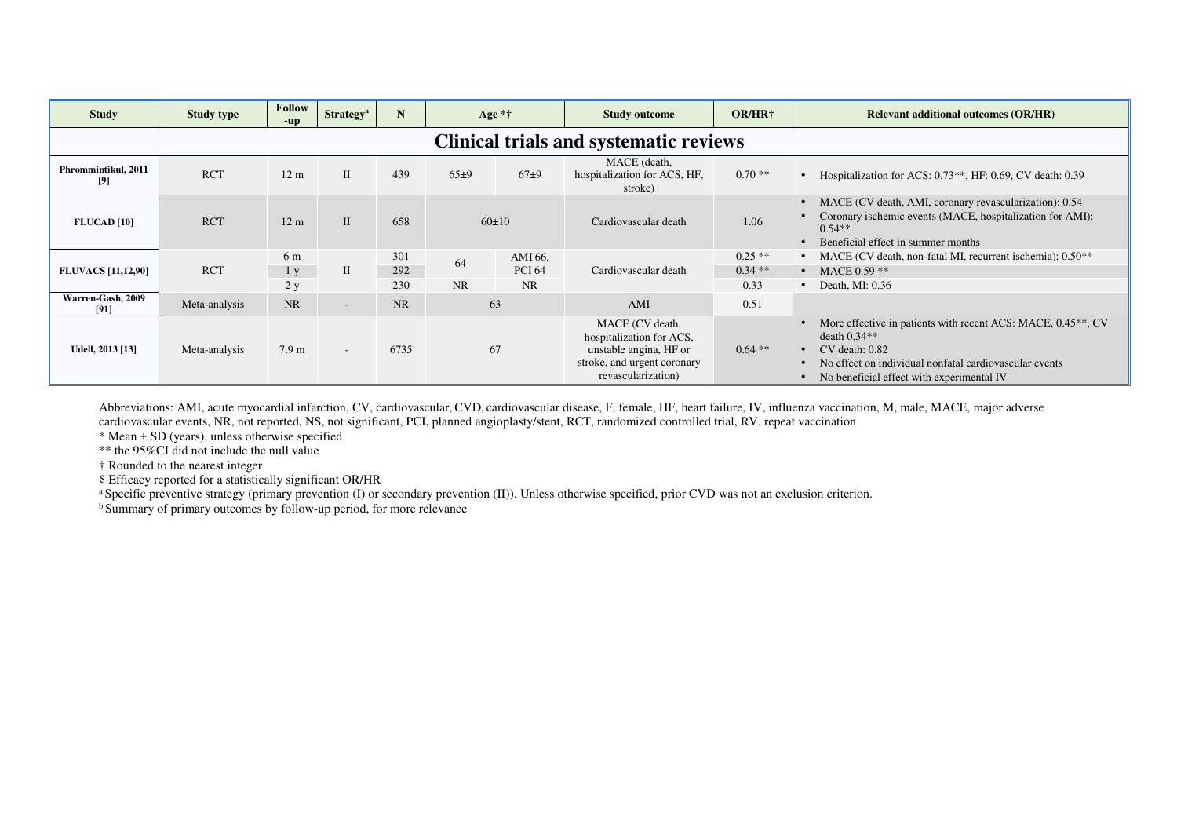| Study | Study type | Follow -up | Strategy[a] | N | Age *† | | Study outcome | OR/HR† | Relevant additional outcomes (OR/HR) |
|---|---|---|---|---|---|---|---|---|---|
| **Clinical trials and systematic reviews** | | | | | | | | | |
| Phrommintikul, 2011 [9] | RCT | 12 m | II | 439 | 65±9 | 67±9 | MACE (death, hospitalization for ACS, HF, stroke) | 0.70 ** | • Hospitalization for ACS: 0.73**, HF: 0.69, CV death: 0.39 |
| FLUCAD [10] | RCT | 12 m | II | 658 | 60±10 | | Cardiovascular death | 1.06 | • MACE (CV death, AMI, coronary revascularization): 0.54 • Coronary ischemic events (MACE, hospitalization for AMI): 0.54** • Beneficial effect in summer months |
| FLUVACS [11,12,90] | RCT | 6 m | II | 301 | 64 | AMI 66, PCI 64 | Cardiovascular death | 0.25 ** | • MACE (CV death, non-fatal MI, recurrent ischemia): 0.50** |
| | | 1 y | | 292 | | | | 0.34 ** | • MACE 0.59 ** |
| | | 2 y | | 230 | NR | NR | | 0.33 | • Death, MI: 0.36 |
| Warren-Gash, 2009 [91] | Meta-analysis | NR | - | NR | 63 | | AMI | 0.51 | |
| Udell, 2013 [13] | Meta-analysis | 7.9 m | - | 6735 | 67 | | MACE (CV death, hospitalization for ACS, unstable angina, HF or stroke, and urgent coronary revascularization) | 0.64 ** | • More effective in patients with recent ACS: MACE, 0.45**, CV death 0.34** • CV death: 0.82 • No effect on individual nonfatal cardiovascular events • No beneficial effect with experimental IV |

Abbreviations: AMI, acute myocardial infarction, CV, cardiovascular, CVD, cardiovascular disease, F, female, HF, heart failure, IV, influenza vaccination, M, male, MACE, major adverse cardiovascular events, NR, not reported, NS, not significant, PCI, planned angioplasty/stent, RCT, randomized controlled trial, RV, repeat vaccination

* Mean ± SD (years), unless otherwise specified.

** the 95%CI did not include the null value

† Rounded to the nearest integer

§ Efficacy reported for a statistically significant OR/HR

[a] Specific preventive strategy (primary prevention (I) or secondary prevention (II)). Unless otherwise specified, prior CVD was not an exclusion criterion.

[b] Summary of primary outcomes by follow-up period, for more relevance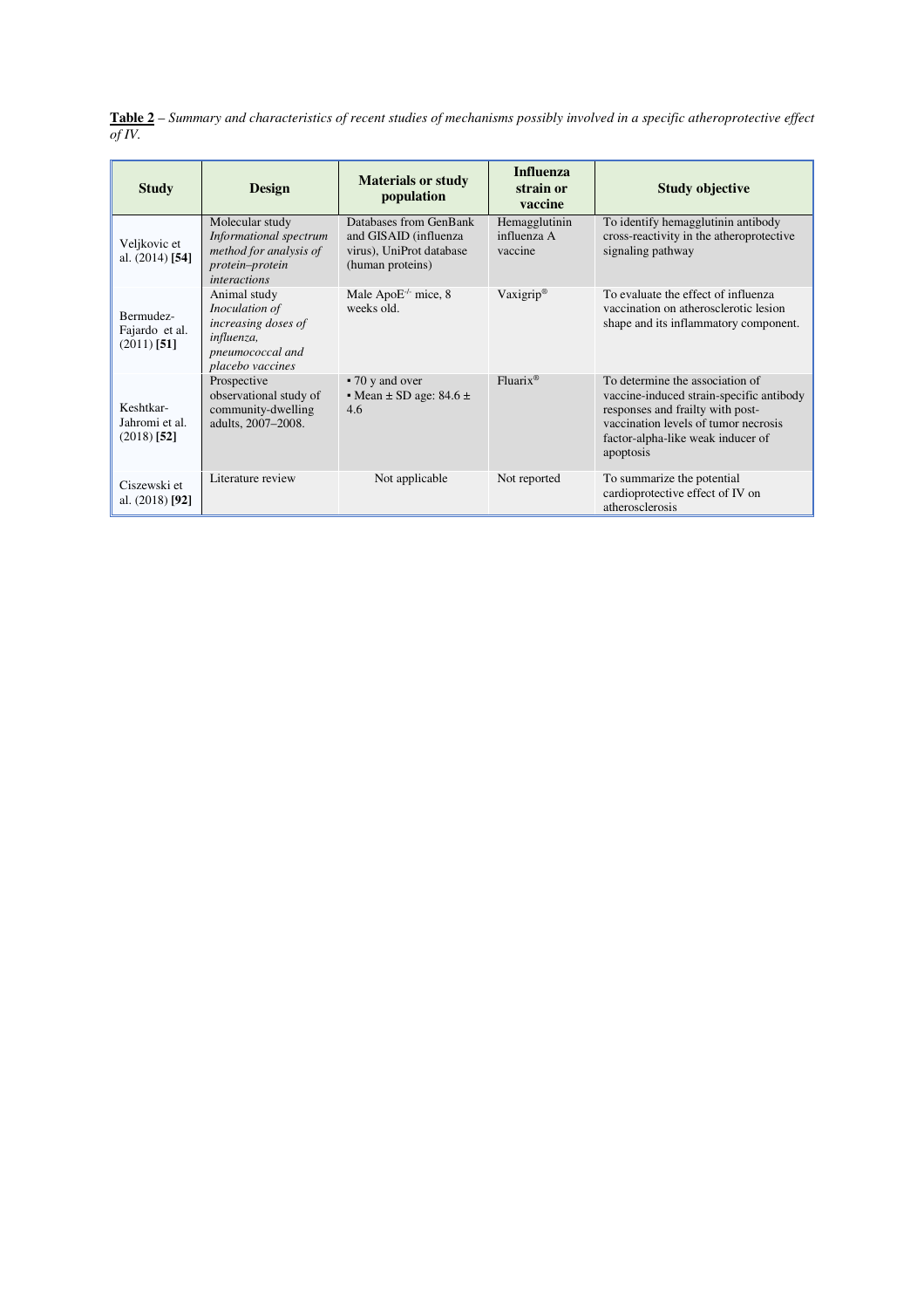**Table 2** – *Summary and characteristics of recent studies of mechanisms possibly involved in a specific atheroprotective effect of IV.*

| Study | Design | Materials or study population | Influenza strain or vaccine | Study objective |
|---|---|---|---|---|
| Veljkovic et al. (2014) **[54]** | Molecular study *Informational spectrum method for analysis of protein–protein interactions* | Databases from GenBank and GISAID (influenza virus), UniProt database (human proteins) | Hemagglutinin influenza A vaccine | To identify hemagglutinin antibody cross-reactivity in the atheroprotective signaling pathway |
| Bermudez-Fajardo et al. (2011) **[51]** | Animal study *Inoculation of increasing doses of influenza, pneumococcal and placebo vaccines* | Male $ApoE^{-/-}$ mice, 8 weeks old. | Vaxigrip® | To evaluate the effect of influenza vaccination on atherosclerotic lesion shape and its inflammatory component. |
| Keshtkar-Jahromi et al. (2018) **[52]** | Prospective observational study of community-dwelling adults, 2007–2008. | ▪ 70 y and over ▪ Mean ± SD age: 84.6 ± 4.6 | Fluarix® | To determine the association of vaccine-induced strain-specific antibody responses and frailty with post-vaccination levels of tumor necrosis factor-alpha-like weak inducer of apoptosis |
| Ciszewski et al. (2018) **[92]** | Literature review | Not applicable | Not reported | To summarize the potential cardioprotective effect of IV on atherosclerosis |